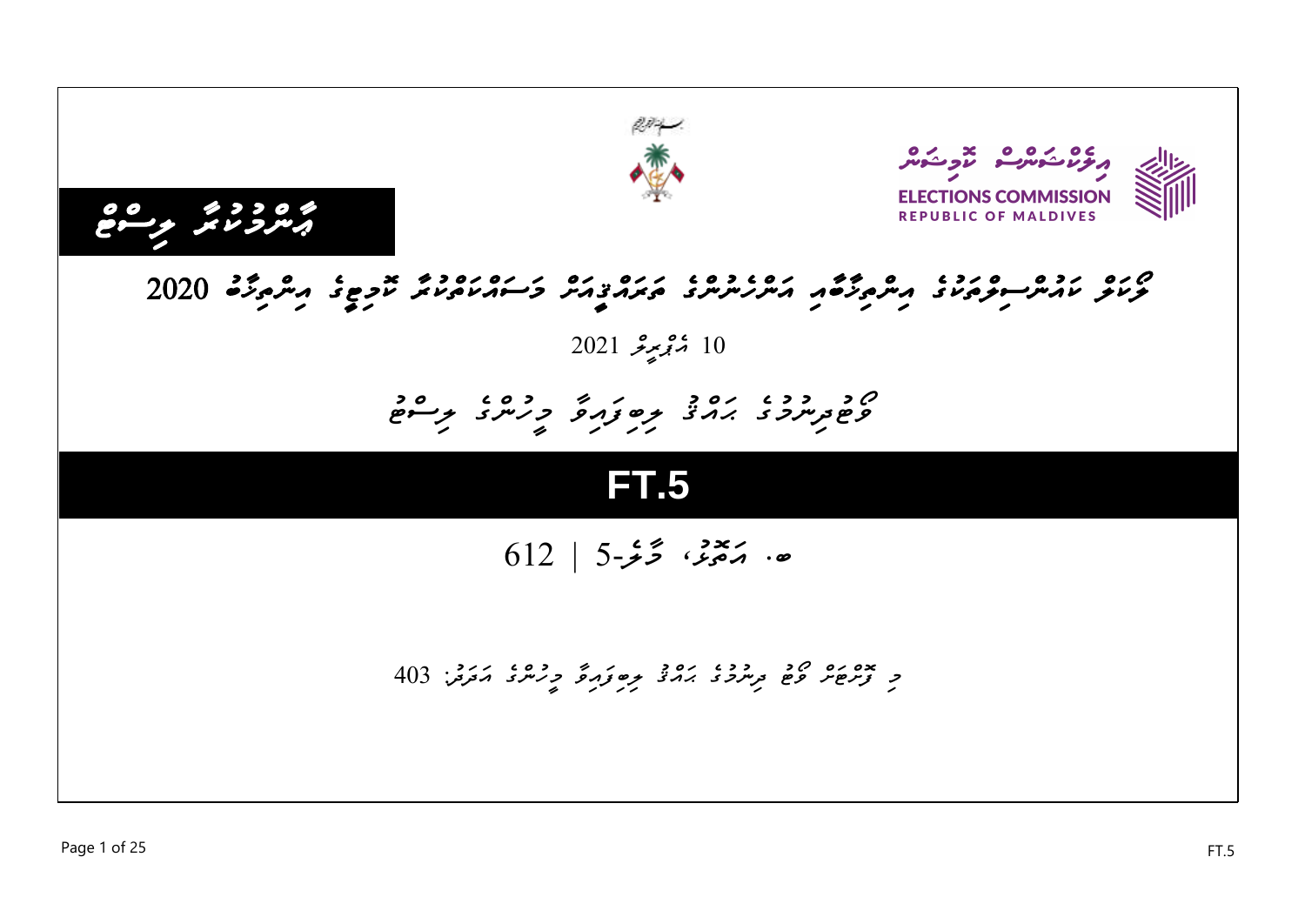ބިސްމިﷲ

އިލެކްޝަންސް ކޮމިޝަން

ELECTIONS COMMISSION
REPUBLIC OF MALDIVES

އޭންޑުކުރާ ލިސްޓު

# ލޯކަލް ކައުންސިލްތަކުގެ އިންތިޚާބާއި އަންހެނުންގެ ތަރައްޤީއަށް މަސައްކަތްކުރާ ކޮމިޓީގެ އިންތިޚާބު 2020

10 އޭޕްރިލް 2021

## ވޯޓުދިނުމުގެ ހައްޤު ލިބިފައިވާ މީހުންގެ ލިސްޓު

# FT.5

ބ. އޭދަފުށި، މާލެ-5 | 612

މި ފޯމުގައި ވޯޓު ދިނުމުގެ ހައްޤު ލިބިފައިވާ މީހުންގެ އަދަދު: 403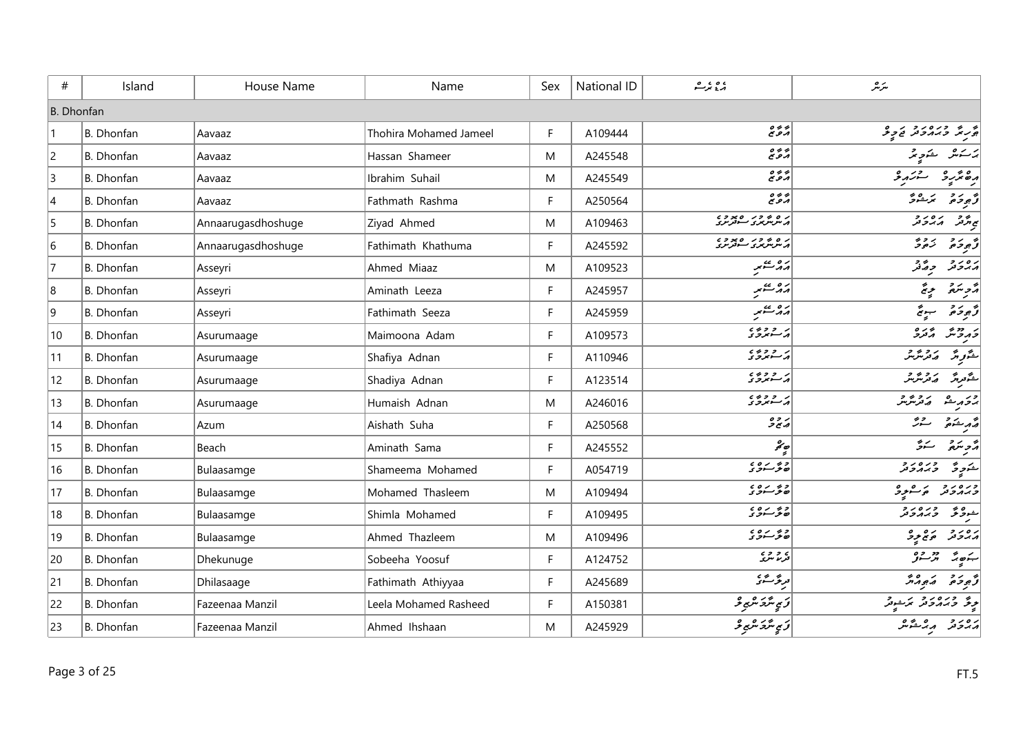| # | Island | House Name | Name | Sex | National ID | ގެއުގެ ނަން | ނަން |
|---|---|---|---|---|---|---|---|
| B. Dhonfan | | | | | | | |
| 1 | B. Dhonfan | Aavaaz | Thohira Mohamed Jameel | F | A109444 | އާވާޒު | ތާހިރާ މުހައްމަދު ޖަމީލް |
| 2 | B. Dhonfan | Aavaaz | Hassan Shameer | M | A245548 | އާވާޒު | ހަސަން ޝަމީރު |
| 3 | B. Dhonfan | Aavaaz | Ibrahim Suhail | M | A245549 | އާވާޒު | އިބްރާހީމް ސުހައިލް |
| 4 | B. Dhonfan | Aavaaz | Fathmath Rashma | F | A250564 | އާވާޒު | ފާތިމަތު ރަޝްމާ |
| 5 | B. Dhonfan | Annaarugasdhoshuge | Ziyad Ahmed | M | A109463 | އަންނާރުގަސްދޮށުގެ | ޒިޔާދު އަހުމަދު |
| 6 | B. Dhonfan | Annaarugasdhoshuge | Fathimath Khathuma | F | A245592 | އަންނާރުގަސްދޮށުގެ | ފާތިމަތު ހަތުމާ |
| 7 | B. Dhonfan | Asseyri | Ahmed Miaaz | M | A109523 | އައްސޭރި | އަހުމަދު މިއާޒު |
| 8 | B. Dhonfan | Asseyri | Aminath Leeza | F | A245957 | އައްސޭރި | އާމިނަތު ލީޒާ |
| 9 | B. Dhonfan | Asseyri | Fathimath Seeza | F | A245959 | އައްސޭރި | ފާތިމަތު ސީޒާ |
| 10 | B. Dhonfan | Asurumaage | Maimoona Adam | F | A109573 | އަސުރުމާގެ | މައިމޫނާ އާދަމް |
| 11 | B. Dhonfan | Asurumaage | Shafiya Adnan | F | A110946 | އަސުރުމާގެ | ޝާފިޔާ އަދުނާން |
| 12 | B. Dhonfan | Asurumaage | Shadiya Adnan | F | A123514 | އަސުރުމާގެ | ޝާދިޔާ އަދުނާން |
| 13 | B. Dhonfan | Asurumaage | Humaish Adnan | M | A246016 | އަސުރުމާގެ | ހުމައިޝް އަދުނާން |
| 14 | B. Dhonfan | Azum | Aishath Suha | F | A250568 | އަޒުމް | އާއިޝަތު ސުހާ |
| 15 | B. Dhonfan | Beach | Aminath Sama | F | A245552 | ބީޗް | އާމިނަތު ސަމާ |
| 16 | B. Dhonfan | Bulaasamge | Shameema Mohamed | F | A054719 | ބުލާސަމްގެ | ޝަމީމާ މުހައްމަދު |
| 17 | B. Dhonfan | Bulaasamge | Mohamed Thasleem | M | A109494 | ބުލާސަމްގެ | މުހައްމަދު ތަސްލީމް |
| 18 | B. Dhonfan | Bulaasamge | Shimla Mohamed | F | A109495 | ބުލާސަމްގެ | ޝިމްލާ މުހައްމަދު |
| 19 | B. Dhonfan | Bulaasamge | Ahmed Thazleem | M | A109496 | ބުލާސަމްގެ | އަހުމަދު ތަޒްލީމް |
| 20 | B. Dhonfan | Dhekunuge | Sobeeha Yoosuf | F | A124752 | ދެކުނުގެ | ސަބީހާ ޔޫސުފް |
| 21 | B. Dhonfan | Dhilasaage | Fathimath Athiyyaa | F | A245689 | ދިލަސާގެ | ފާތިމަތު އަތިއްޔާ |
| 22 | B. Dhonfan | Fazeenaa Manzil | Leela Mohamed Rasheed | F | A150381 | ފަޒީނާމަންޒިލް | ލީލާ މުހައްމަދު ރަޝީދު |
| 23 | B. Dhonfan | Fazeenaa Manzil | Ahmed Ihshaan | M | A245929 | ފަޒީނާމަންޒިލް | އަހުމަދު އިހްޝާން |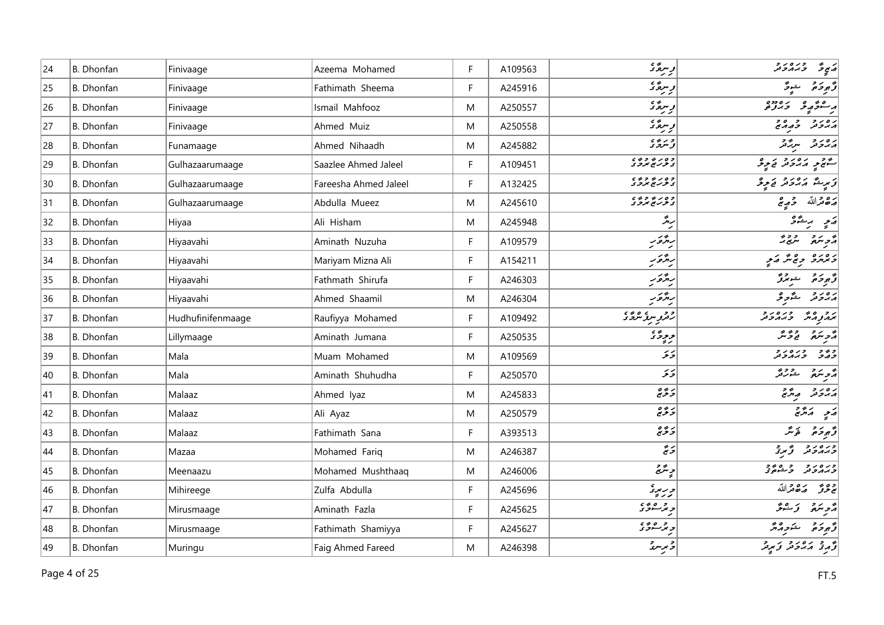| 24 | B. Dhonfan | Finivaage | Azeema Mohamed | F | A109563 | وِسِعٌوَ | مَىِوٌ وُىمُىوِدِ |
|---|---|---|---|---|---|---|---|
| 25 | B. Dhonfan | Finivaage | Fathimath Sheema | F | A245916 | وِسِعٌوَ | وٌجوُجو سُوٌ |
| 26 | B. Dhonfan | Finivaage | Ismail Mahfooz | M | A250557 | وِسِعٌوَ | مِسْوٌمِو وَدُوٌو |
| 27 | B. Dhonfan | Finivaage | Ahmed Muiz | M | A250558 | وِسِعٌوَ | مَدُوَوِ وُمِج |
| 28 | B. Dhonfan | Funamaage | Ahmed Nihaadh | M | A245882 | وُسَوٌوَ | مَدُوَوِ سِرٌو |
| 29 | B. Dhonfan | Gulhazaarumaage | Saazlee Ahmed Jaleel | F | A109451 | وُودَىٌوُوٌوَ | سٌجْوِ مَدُوَوِ جَوِو |
| 30 | B. Dhonfan | Gulhazaarumaage | Fareesha Ahmed Jaleel | F | A132425 | وُودَىٌوُوٌوَ | وَمِرِسٌ مَدُوَوِ جَوِو |
| 31 | B. Dhonfan | Gulhazaarumaage | Abdulla Mueez | M | A245610 | وُودَىٌوُوٌوَ | مَەوٌاللە وُمِج |
| 32 | B. Dhonfan | Hiyaa | Ali Hisham | M | A245948 | رِمٌ | مَىِ رِسٌوٌ |
| 33 | B. Dhonfan | Hiyaavahi | Aminath Nuzuha | F | A109579 | رِمٌوَرِ | مٌوِسَوُ سُجُرٌ |
| 34 | B. Dhonfan | Hiyaavahi | Mariyam Mizna Ali | F | A154211 | رِمٌوَرِ | وَسُمَوٌ وِجْسٌ مَىِ |
| 35 | B. Dhonfan | Hiyaavahi | Fathmath Shirufa | F | A246303 | رِمٌوَرِ | وٌجوُجو سِوُوٌ |
| 36 | B. Dhonfan | Hiyaavahi | Ahmed Shaamil | M | A246304 | رِمٌوَرِ | مَدُوَوِ سٌوِو |
| 37 | B. Dhonfan | Hudhufinifenmaage | Raufiyya Mohamed | F | A109492 | رُدُوِسِوِسْوٌوَ | مَمُوِمٌ وُىمُىوِدِ |
| 38 | B. Dhonfan | Lillymaage | Aminath Jumana | F | A250535 | وِوِوٌوَ | مٌوِسَوُ جُوٌسٌ |
| 39 | B. Dhonfan | Mala | Muam Mohamed | M | A109569 | وَوَ | وُمٌو وُىمُىوِدِ |
| 40 | B. Dhonfan | Mala | Aminath Shuhudha | F | A250570 | وَوَ | مٌوِسَوُ سُرُوٌ |
| 41 | B. Dhonfan | Malaaz | Ahmed Iyaz | M | A245833 | وَوٌج | مَدُوَوِ مِمٌج |
| 42 | B. Dhonfan | Malaaz | Ali Ayaz | M | A250579 | وَوٌج | مَىِ مَمٌج |
| 43 | B. Dhonfan | Malaaz | Fathimath Sana | F | A393513 | وَوٌج | وٌجوُجو سَسٌ |
| 44 | B. Dhonfan | Mazaa | Mohamed Fariq | M | A246387 | وَجٌ | وُىمُىوِدِ وٌمِوٌ |
| 45 | B. Dhonfan | Meenaazu | Mohamed Mushthaaq | M | A246006 | وِسٌجُ | وُىمُىوِدِ وُسْجٌو |
| 46 | B. Dhonfan | Mihireege | Zulfa Abdulla | F | A245696 | وِرِمِرِوَ | جُووٌ مَەوٌاللە |
| 47 | B. Dhonfan | Mirusmaage | Aminath Fazla | F | A245625 | وِمُسْوٌوَ | مٌوِسَوُ وَسْوٌ |
| 48 | B. Dhonfan | Mirusmaage | Fathimath Shamiyya | F | A245627 | وِمُسْوٌوَ | وٌجوُجو سَوِمٌ |
| 49 | B. Dhonfan | Muringu | Faig Ahmed Fareed | M | A246398 | وُمِرِسْوُ | وٌمِو مَدُوَوِ وَمِرِو |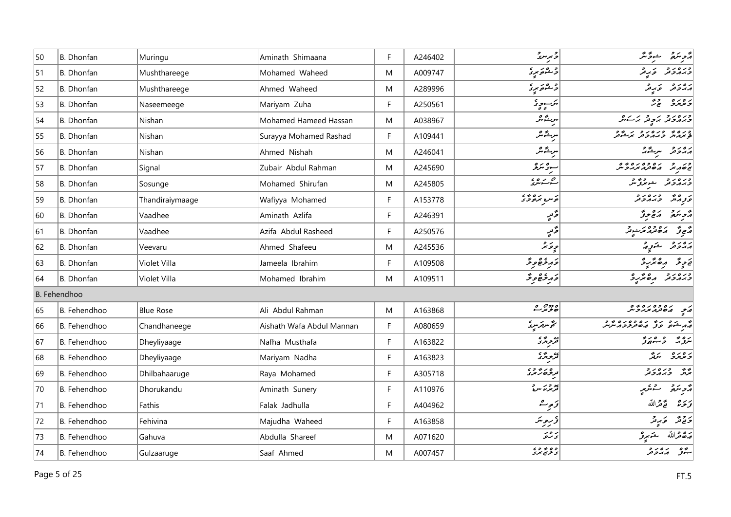| 50 | B. Dhonfan | Muringu | Aminath Shimaana | F | A246402 | ޖުރިނގު | އާމިނަތު ޝިމާނާ |
|---|---|---|---|---|---|---|---|
| 51 | B. Dhonfan | Mushthareege | Mohamed Waheed | M | A009747 | މުޝްތަރީގެ | މުހައްމަދު ވަހީދު |
| 52 | B. Dhonfan | Mushthareege | Ahmed Waheed | M | A289996 | މުޝްތަރީގެ | އަހްމަދު ވަހީދު |
| 53 | B. Dhonfan | Naseemeege | Mariyam Zuha | F | A250561 | ނަސީމީގެ | މަރިޔަމް ޒުހާ |
| 54 | B. Dhonfan | Nishan | Mohamed Hameed Hassan | M | A038967 | ނިޝާން | މުހައްމަދު ހަމީދު ހަސަން |
| 55 | B. Dhonfan | Nishan | Surayya Mohamed Rashad | F | A109441 | ނިޝާން | ސުރައްޔާ މުހައްމަދު ރަޝާދު |
| 56 | B. Dhonfan | Nishan | Ahmed Nishah | M | A246041 | ނިޝާން | އަހްމަދު ނިޝާހު |
| 57 | B. Dhonfan | Signal | Zubair Abdul Rahman | M | A245690 | ސިގްނަލް | ޒުބައިރު އަބްދުއްރަހްމާން |
| 58 | B. Dhonfan | Sosunge | Mohamed Shirufan | M | A245805 | ސޮސުންގެ | މުހައްމަދު ޝިރުފާން |
| 59 | B. Dhonfan | Thandiraiymaage | Wafiyya Mohamed | F | A153778 | ތަންދިރައިމާގެ | ވަފިއްޔާ މުހައްމަދު |
| 60 | B. Dhonfan | Vaadhee | Aminath Azlifa | F | A246391 | ވާދީ | އާމިނަތު އަޒްލިފާ |
| 61 | B. Dhonfan | Vaadhee | Azifa Abdul Rasheed | F | A250576 | ވާދީ | އާޒިފާ އަބްދުއްރަޝީދު |
| 62 | B. Dhonfan | Veevaru | Ahmed Shafeeu | M | A245536 | ވީވަރު | އަހްމަދު ޝަފީޢު |
| 63 | B. Dhonfan | Violet Villa | Jameela Ibrahim | F | A109508 | ވައިލެޓްވިލާ | ޖަމީލާ އިބްރާހީމް |
| 64 | B. Dhonfan | Violet Villa | Mohamed Ibrahim | M | A109511 | ވައިލެޓްވިލާ | މުހައްމަދު އިބްރާހީމް |
| B. Fehendhoo | | | | | | | |
| 65 | B. Fehendhoo | Blue Rose | Ali Abdul Rahman | M | A163868 | ބްލޫރޯސް | އަލި އަބްދުއްރަހްމާން |
| 66 | B. Fehendhoo | Chandhaneege | Aishath Wafa Abdul Mannan | F | A080659 | ޗަންދަނީގެ | އާއިޝަތު ވަފާ އަބްދުލްމައްނާން |
| 67 | B. Fehendhoo | Dheyliyaage | Nafha Musthafa | F | A163822 | ދޭލިޔާގެ | ނަފްހާ މުސްތަފާ |
| 68 | B. Fehendhoo | Dheyliyaage | Mariyam Nadha | F | A163823 | ދޭލިޔާގެ | މަރިޔަމް ނަދާ |
| 69 | B. Fehendhoo | Dhilbahaaruge | Raya Mohamed | F | A305718 | ދިލްބަހާރުގެ | ރާޔާ މުހައްމަދު |
| 70 | B. Fehendhoo | Dhorukandu | Aminath Sunery | F | A110976 | ދޮރުކަނދު | އާމިނަތު ސުނެރީ |
| 71 | B. Fehendhoo | Fathis | Falak Jadhulla | F | A404962 | ފަތިސް | ފަލަކް ޖާދުﷲ |
| 72 | B. Fehendhoo | Fehivina | Majudha Waheed | F | A163858 | ފެހިވިނަ | މަޖުދާ ވަހީދު |
| 73 | B. Fehendhoo | Gahuva | Abdulla Shareef | M | A071620 | ގަހުވަ | އަބްދުﷲ ޝަރީފު |
| 74 | B. Fehendhoo | Gulzaaruge | Saaf Ahmed | M | A007457 | ގުލްޒާރުގެ | ސާފް އަހްމަދު |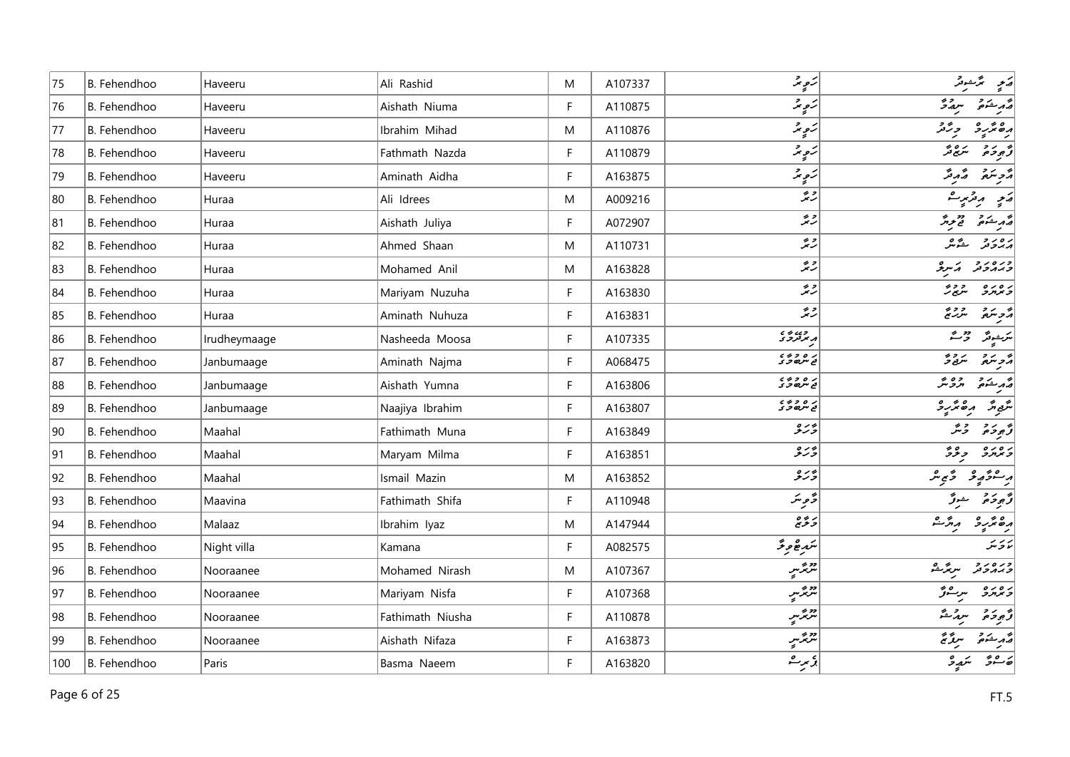| 75 | B. Fehendhoo | Haveeru | Ali Rashid | M | A107337 | ހަވީރު | އަލި ރާޝިދު |
|---|---|---|---|---|---|---|---|
| 76 | B. Fehendhoo | Haveeru | Aishath Niuma | F | A110875 | ހަވީރު | އާއިޝަތު ނިޢުމާ |
| 77 | B. Fehendhoo | Haveeru | Ibrahim Mihad | M | A110876 | ހަވީރު | އިބްރާހީމް މިހާދު |
| 78 | B. Fehendhoo | Haveeru | Fathmath Nazda | F | A110879 | ހަވީރު | ފާތިމަތު ނަޒްދާ |
| 79 | B. Fehendhoo | Haveeru | Aminath Aidha | F | A163875 | ހަވީރު | އާމިނަތު އާއިދާ |
| 80 | B. Fehendhoo | Huraa | Ali Idrees | M | A009216 | ހުރާ | އަލި އިދްރީސް |
| 81 | B. Fehendhoo | Huraa | Aishath Juliya | F | A072907 | ހުރާ | އާއިޝަތު ޖޫލިޔާ |
| 82 | B. Fehendhoo | Huraa | Ahmed Shaan | M | A110731 | ހުރާ | އަޙްމަދު ޝާން |
| 83 | B. Fehendhoo | Huraa | Mohamed Anil | M | A163828 | ހުރާ | މުޙައްމަދު އަނިލް |
| 84 | B. Fehendhoo | Huraa | Mariyam Nuzuha | F | A163830 | ހުރާ | މަރިޔަމް ނުޒުހާ |
| 85 | B. Fehendhoo | Huraa | Aminath Nuhuza | F | A163831 | ހުރާ | އާމިނަތު ނުހުޒާ |
| 86 | B. Fehendhoo | Irudheymaage | Nasheeda Moosa | F | A107335 | އިރުދޭމާގެ | ނަޝީދާ މޫސާ |
| 87 | B. Fehendhoo | Janbumaage | Aminath Najma | F | A068475 | ޖަންބުމާގެ | އާމިނަތު ނަޖްމާ |
| 88 | B. Fehendhoo | Janbumaage | Aishath Yumna | F | A163806 | ޖަންބުމާގެ | އާއިޝަތު ޔުމްނާ |
| 89 | B. Fehendhoo | Janbumaage | Naajiya Ibrahim | F | A163807 | ޖަންބުމާގެ | ނާޖިޔާ އިބްރާހީމް |
| 90 | B. Fehendhoo | Maahal | Fathimath Muna | F | A163849 | މާހަލް | ފާތިމަތު މުނާ |
| 91 | B. Fehendhoo | Maahal | Maryam Milma | F | A163851 | މާހަލް | މަރިޔަމް މިލްމާ |
| 92 | B. Fehendhoo | Maahal | Ismail Mazin | M | A163852 | މާހަލް | އިސްމާއީލް މާޒިން |
| 93 | B. Fehendhoo | Maavina | Fathimath Shifa | F | A110948 | މާވިނަ | ފާތިމަތު ޝިފާ |
| 94 | B. Fehendhoo | Malaaz | Ibrahim Iyaz | M | A147944 | މަލާޒް | އިބްރާހީމް އިޔާޝް |
| 95 | B. Fehendhoo | Night villa | Kamana | F | A082575 | ނައިޓްވިލާ | ކަމަނާ |
| 96 | B. Fehendhoo | Nooraanee | Mohamed Nirash | M | A107367 | ނޫރާނީ | މުޙައްމަދު ނިރާޝް |
| 97 | B. Fehendhoo | Nooraanee | Mariyam Nisfa | F | A107368 | ނޫރާނީ | މަރިޔަމް ނިސްފާ |
| 98 | B. Fehendhoo | Nooraanee | Fathimath Niusha | F | A110878 | ނޫރާނީ | ފާތިމަތު ނިއުޝާ |
| 99 | B. Fehendhoo | Nooraanee | Aishath Nifaza | F | A163873 | ނޫރާނީ | އާއިޝަތު ނިފާޒާ |
| 100 | B. Fehendhoo | Paris | Basma Naeem | F | A163820 | ޕެރިސް | ބަސްމާ ނަޢީމް |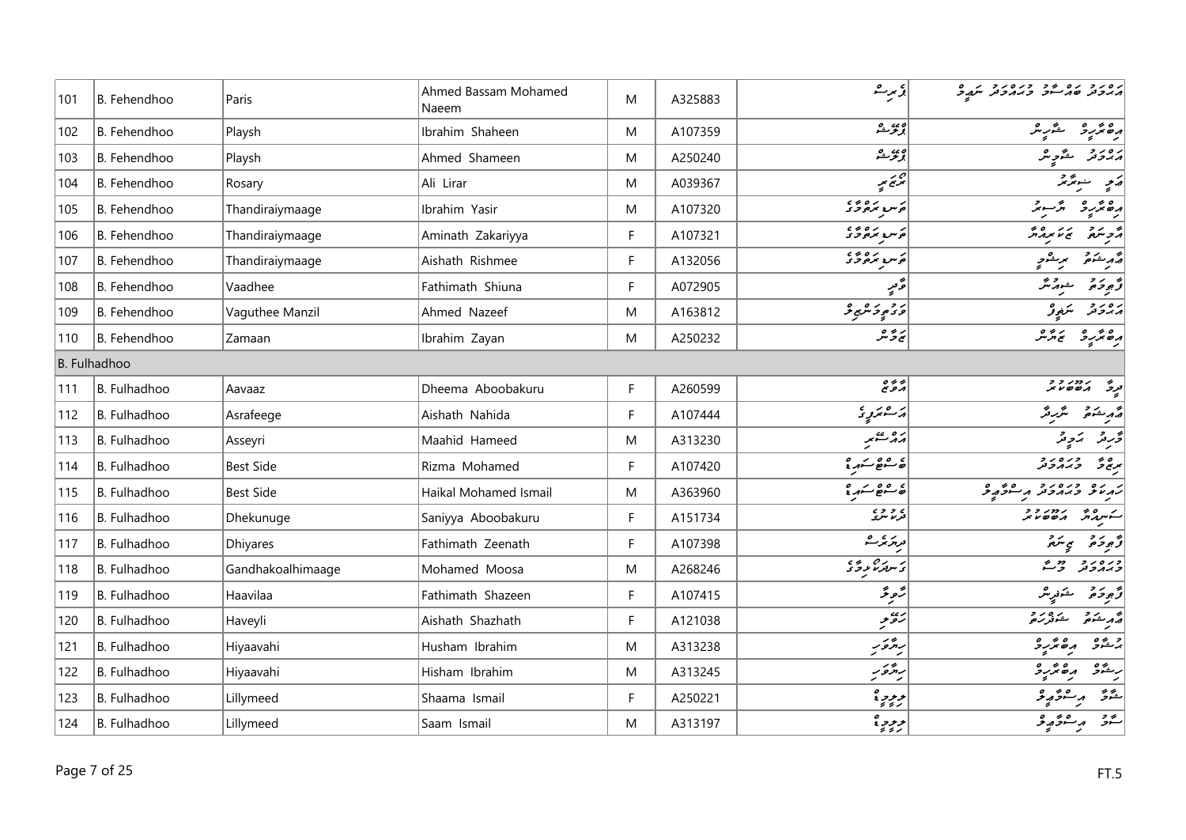| 101 | B. Fehendhoo | Paris | Ahmed Bassam Mohamed Naeem | M | A325883 | پۆرِس | އަޙްމަދު ބައްސާމް މުޙައްމަދު ނަޢީމް |
|---|---|---|---|---|---|---|---|
| 102 | B. Fehendhoo | Playsh | Ibrahim Shaheen | M | A107359 | ޕްލޭޝް | އިބްރާހީމް ޝާހީން |
| 103 | B. Fehendhoo | Playsh | Ahmed Shameen | M | A250240 | ޕްލޭޝް | އަޙްމަދު ޝާމީން |
| 104 | B. Fehendhoo | Rosary | Ali Lirar | M | A039367 | ރޯޒަރީ | އަލީ ލިރާރު |
| 105 | B. Fehendhoo | Thandiraiymaage | Ibrahim Yasir | M | A107320 | ތަންދިރައްމާގެ | އިބްރާހީމް ޔާސިރު |
| 106 | B. Fehendhoo | Thandiraiymaage | Aminath Zakariyya | F | A107321 | ތަންދިރައްމާގެ | އާމިނަތު ޒަކަރިއްޔާ |
| 107 | B. Fehendhoo | Thandiraiymaage | Aishath Rishmee | F | A132056 | ތަންދިރައްމާގެ | އާއިޝަތު ރިޝްމީ |
| 108 | B. Fehendhoo | Vaadhee | Fathimath Shiuna | F | A072905 | ވާދީ | ފާތިމަތު ޝިއުނާ |
| 109 | B. Fehendhoo | Vaguthee Manzil | Ahmed Nazeef | M | A163812 | ވަގުތީމަންޒިލް | އަޙްމަދު ނަޒީފު |
| 110 | B. Fehendhoo | Zamaan | Ibrahim Zayan | M | A250232 | ޒަމާން | އިބްރާހީމް ޒަޔާން |
| **B. Fulhadhoo** | | | | | | | |
| 111 | B. Fulhadhoo | Aavaaz | Dheema Aboobakuru | F | A260599 | އާވާޒް | ދީމާ އަބޫބަކުރު |
| 112 | B. Fulhadhoo | Asrafeege | Aishath Nahida | F | A107444 | އަސްރަފީގެ | އާއިޝަތު ނާހިދާ |
| 113 | B. Fulhadhoo | Asseyri | Maahid Hameed | M | A313230 | އައްސޭރި | މާހިދު ހަމީދު |
| 114 | B. Fulhadhoo | Best Side | Rizma Mohamed | F | A107420 | ބެސްޓްސައިޑް | ރިޒްމާ މުޙައްމަދު |
| 115 | B. Fulhadhoo | Best Side | Haikal Mohamed Ismail | M | A363960 | ބެސްޓްސައިޑް | ހައިކަލް މުޙައްމަދު އިސްމާޢީލް |
| 116 | B. Fulhadhoo | Dhekunuge | Saniyya Aboobakuru | F | A151734 | ދެކުނުގެ | ސަނިއްޔާ އަބޫބަކުރު |
| 117 | B. Fulhadhoo | Dhiyares | Fathimath Zeenath | F | A107398 | ދިޔަރެސް | ފާތިމަތު ޒީނަތު |
| 118 | B. Fulhadhoo | Gandhakoalhimaage | Mohamed Moosa | M | A268246 | ގަނދަކޮޅިމާގެ | މުޙައްމަދު މޫސާ |
| 119 | B. Fulhadhoo | Haavilaa | Fathimath Shazeen | F | A107415 | ހާވިލާ | ފާތިމަތު ޝަޒީން |
| 120 | B. Fulhadhoo | Haveyli | Aishath Shazhath | F | A121038 | ހަވޭލި | އާއިޝަތު ޝަޒްހަތު |
| 121 | B. Fulhadhoo | Hiyaavahi | Husham Ibrahim | M | A313238 | ހިޔާވަހި | ހުޝާމް އިބްރާހީމް |
| 122 | B. Fulhadhoo | Hiyaavahi | Hisham Ibrahim | M | A313245 | ހިޔާވަހި | ހިޝާމް އިބްރާހީމް |
| 123 | B. Fulhadhoo | Lillymeed | Shaama Ismail | F | A250221 | ލިލީމީޑް | ޝާމާ އިސްމާޢީލް |
| 124 | B. Fulhadhoo | Lillymeed | Saam Ismail | M | A313197 | ލިލީމީޑް | ސާމް އިސްމާޢީލް |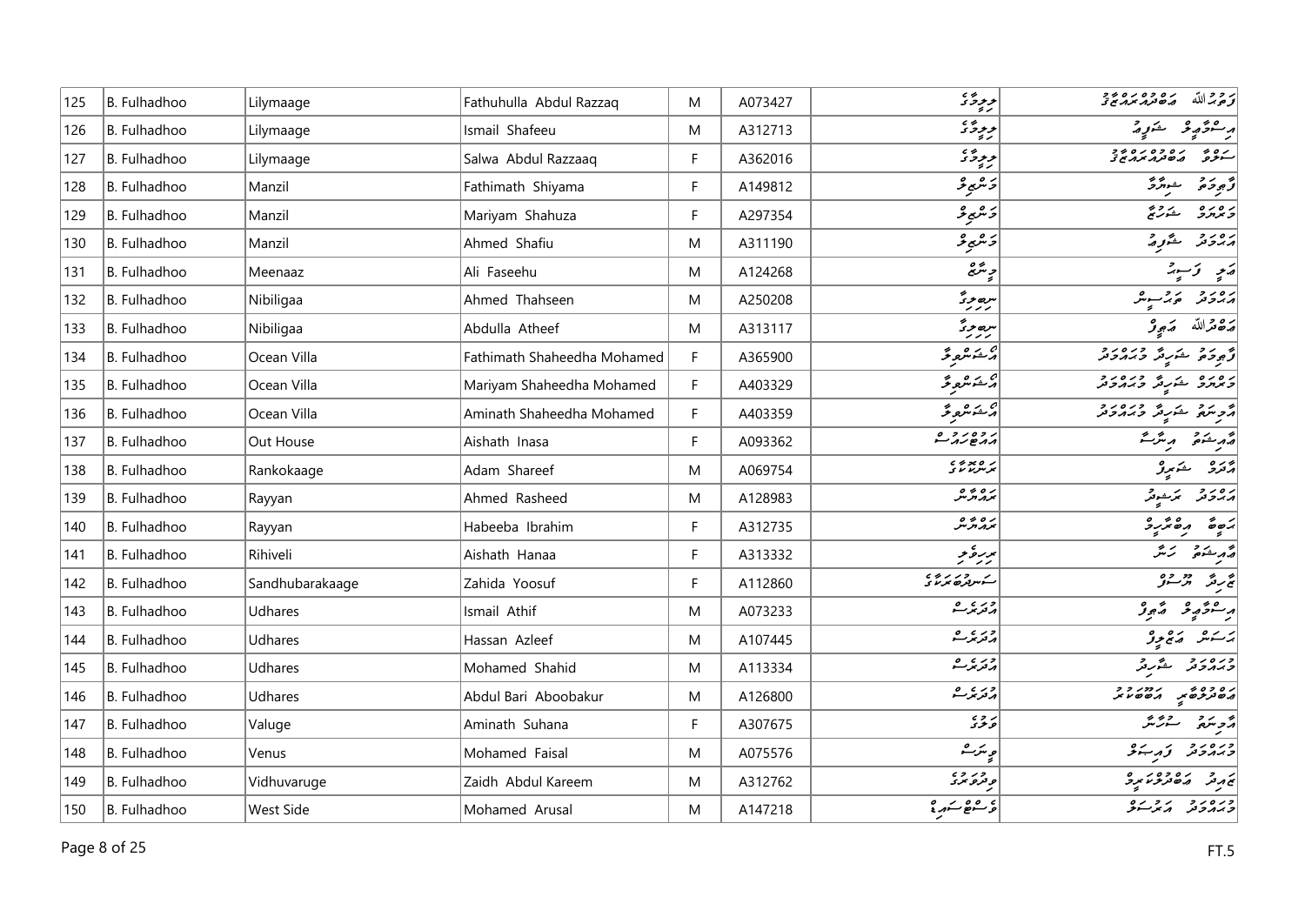| 125 | B. Fulhadhoo | Lilymaage | Fathuhulla Abdul Razzaq | M | A073427 | ތިލިމާގެ | ފަތުހުﷲ ޢަބްދުއްރައްޒާޤު |
|---|---|---|---|---|---|---|---|
| 126 | B. Fulhadhoo | Lilymaage | Ismail Shafeeu | M | A312713 | ލިލީމާގެ | އިސްމާޢިލް ޝަފީޢު |
| 127 | B. Fulhadhoo | Lilymaage | Salwa Abdul Razzaaq | F | A362016 | ލިލީމާގެ | ސަލްވާ ޢަބްދުއްރައްޒާޤު |
| 128 | B. Fulhadhoo | Manzil | Fathimath Shiyama | F | A149812 | މަންޒިލް | ފާތިމަތު ޝިޔާމާ |
| 129 | B. Fulhadhoo | Manzil | Mariyam Shahuza | F | A297354 | މަންޒިލް | މަރިޔަމް ޝަހުޒާ |
| 130 | B. Fulhadhoo | Manzil | Ahmed Shafiu | M | A311190 | މަންޒިލް | އަހުމަދު ޝާފިޢު |
| 131 | B. Fulhadhoo | Meenaaz | Ali Faseehu | M | A124268 | މީނާޒް | ޢަލީ ފަސީހު |
| 132 | B. Fulhadhoo | Nibiligaa | Ahmed Thahseen | M | A250208 | ނިބިލިގާ | އަހުމަދު ތަހުސީން |
| 133 | B. Fulhadhoo | Nibiligaa | Abdulla Atheef | M | A313117 | ނިބިލިގާ | ޢަބްދުﷲ ޢަތީފް |
| 134 | B. Fulhadhoo | Ocean Villa | Fathimath Shaheedha Mohamed | F | A365900 | އޯޝަންވިލާ | ފާތިމަތު ޝަހީދާ މުހައްމަދު |
| 135 | B. Fulhadhoo | Ocean Villa | Mariyam Shaheedha Mohamed | F | A403329 | އޯޝަންވިލާ | މަރިޔަމް ޝަހީދާ މުހައްމަދު |
| 136 | B. Fulhadhoo | Ocean Villa | Aminath Shaheedha Mohamed | F | A403359 | އޯޝަންވިލާ | އާމިނަތު ޝަހީދާ މުހައްމަދު |
| 137 | B. Fulhadhoo | Out House | Aishath Inasa | F | A093362 | އައުޓްހައުސް | ޢާއިޝަތު އިނާސާ |
| 138 | B. Fulhadhoo | Rankokaage | Adam Shareef | M | A069754 | ރަންކޮކާގެ | އާދަމް ޝަރީފް |
| 139 | B. Fulhadhoo | Rayyan | Ahmed Rasheed | M | A128983 | ރައްޔާން | އަހުމަދު ރަޝީދު |
| 140 | B. Fulhadhoo | Rayyan | Habeeba Ibrahim | F | A312735 | ރައްޔާން | ހަބީބާ އިބްރާހިމް |
| 141 | B. Fulhadhoo | Rihiveli | Aishath Hanaa | F | A313332 | ރިހިވެލި | ޢާއިޝަތު ހަނާ |
| 142 | B. Fulhadhoo | Sandhubarakaage | Zahida Yoosuf | F | A112860 | ސަންދުބަރަކާގެ | ޒާހިދާ ޔޫސުފް |
| 143 | B. Fulhadhoo | Udhares | Ismail Athif | M | A073233 | އުދަރެސް | އިސްމާޢިލް އާތިފް |
| 144 | B. Fulhadhoo | Udhares | Hassan Azleef | M | A107445 | އުދަރެސް | ހަސަން އަޒްލީފް |
| 145 | B. Fulhadhoo | Udhares | Mohamed Shahid | M | A113334 | އުދަރެސް | މުހައްމަދު ޝާހިދު |
| 146 | B. Fulhadhoo | Udhares | Abdul Bari Aboobakur | M | A126800 | އުދަރެސް | ޢަބްދުލްބާރީ އަބޫބަކުރު |
| 147 | B. Fulhadhoo | Valuge | Aminath Suhana | F | A307675 | ވަލުގެ | އާމިނަތު ސުހާނާ |
| 148 | B. Fulhadhoo | Venus | Mohamed Faisal | M | A075576 | ވީނަސް | މުހައްމަދު ފައިސަލް |
| 149 | B. Fulhadhoo | Vidhuvaruge | Zaidh Abdul Kareem | M | A312762 | ވިދުވަރުގެ | ޒައިދު ޢަބްދުލްކަރީމް |
| 150 | B. Fulhadhoo | West Side | Mohamed Arusal | M | A147218 | ވެސްޓްސައިޑް | މުހައްމަދު އަރުސަލް |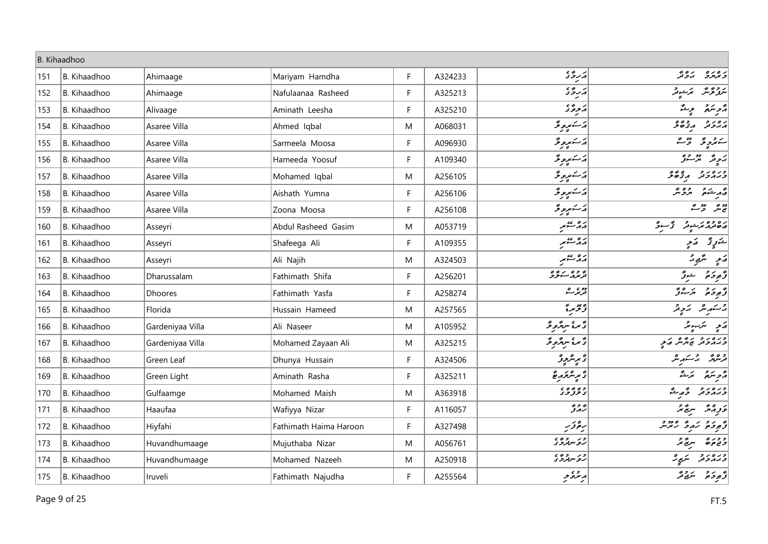B. Kihaadhoo

| | | | | | | | |
|---|---|---|---|---|---|---|---|
| 151 | B. Kihaadhoo | Ahimaage | Mariyam Hamdha | F | A324233 | އަހިމާގެ | މަރިޔަމް ހަމްދާ |
| 152 | B. Kihaadhoo | Ahimaage | Nafulaanaa Rasheed | F | A325213 | އަހިމާގެ | ނަފުލާނާ ރަޝީދު |
| 153 | B. Kihaadhoo | Alivaage | Aminath Leesha | F | A325210 | އަލިވާގެ | އާމިނަތު ލީޝާ |
| 154 | B. Kihaadhoo | Asaree Villa | Ahmed Iqbal | M | A068031 | އަސަރީވިލާ | އަޙްމަދު އިޤްބާލް |
| 155 | B. Kihaadhoo | Asaree Villa | Sarmeela Moosa | F | A096930 | އަސަރީވިލާ | ސަރުމީލާ މޫސާ |
| 156 | B. Kihaadhoo | Asaree Villa | Hameeda Yoosuf | F | A109340 | އަސަރީވިލާ | ހަމީދާ ޔޫސުފް |
| 157 | B. Kihaadhoo | Asaree Villa | Mohamed Iqbal | M | A256105 | އަސަރީވިލާ | މުޙައްމަދު އިޤްބާލް |
| 158 | B. Kihaadhoo | Asaree Villa | Aishath Yumna | F | A256106 | އަސަރީވިލާ | ޢާއިޝަތު ޔުމްނާ |
| 159 | B. Kihaadhoo | Asaree Villa | Zoona Moosa | F | A256108 | އަސަރީވިލާ | ޒޫނާ މޫސާ |
| 160 | B. Kihaadhoo | Asseyri | Abdul Rasheed Gasim | M | A053719 | އައްސޭރި | އަބްދުލްރަޝީދު ޤާސިމް |
| 161 | B. Kihaadhoo | Asseyri | Shafeega Ali | F | A109355 | އައްސޭރި | ޝަފީޤާ އަލި |
| 162 | B. Kihaadhoo | Asseyri | Ali Najih | M | A324503 | އައްސޭރި | އަލި ނާޖިހު |
| 163 | B. Kihaadhoo | Dharussalam | Fathimath Shifa | F | A256201 | ދާރުއްސަލާމް | ފާތިމަތު ޝިފާ |
| 164 | B. Kihaadhoo | Dhoores | Fathimath Yasfa | F | A258274 | ދޫރެސް | ފާތިމަތު ޔަސްފާ |
| 165 | B. Kihaadhoo | Florida | Hussain Hameed | M | A257565 | ފްލޯރިޑާ | ހުސައިން ހަމީދު |
| 166 | B. Kihaadhoo | Gardeniyaa Villa | Ali Naseer | M | A105952 | ގާޑިނިޔާވިލާ | އަލި ނަސީރު |
| 167 | B. Kihaadhoo | Gardeniyaa Villa | Mohamed Zayaan Ali | M | A325215 | ގާޑިނިޔާވިލާ | މުޙައްމަދު ޒަޔާން އަލި |
| 168 | B. Kihaadhoo | Green Leaf | Dhunya Hussain | F | A324506 | ގްރީންލީފް | ދުންޔާ ހުސައިން |
| 169 | B. Kihaadhoo | Green Light | Aminath Rasha | F | A325211 | ގްރީންލައިޓް | އާމިނަތު ރަޝާ |
| 170 | B. Kihaadhoo | Gulfaamge | Mohamed Maish | M | A363918 | ގުލްފާމްގެ | މުޙައްމަދު މާއިޝް |
| 171 | B. Kihaadhoo | Haaufaa | Wafiyya Nizar | F | A116057 | ހާއުފާ | ވަފިއްޔާ ނިޒާރު |
| 172 | B. Kihaadhoo | Hiyfahi | Fathimath Haima Haroon | F | A327498 | ހިޔްފަހި | ފާތިމަތު ހައިމާ ހާރޫން |
| 173 | B. Kihaadhoo | Huvandhumaage | Mujuthaba Nizar | M | A056761 | ހުވަންދުމާގެ | މުޖުތަބާ ނިޒާރު |
| 174 | B. Kihaadhoo | Huvandhumaage | Mohamed Nazeeh | M | A250918 | ހުވަންދުމާގެ | މުޙައްމަދު ނަޒީހު |
| 175 | B. Kihaadhoo | Iruveli | Fathimath Najudha | F | A255564 | އިރުވެލި | ފާތިމަތު ނަޖުދާ |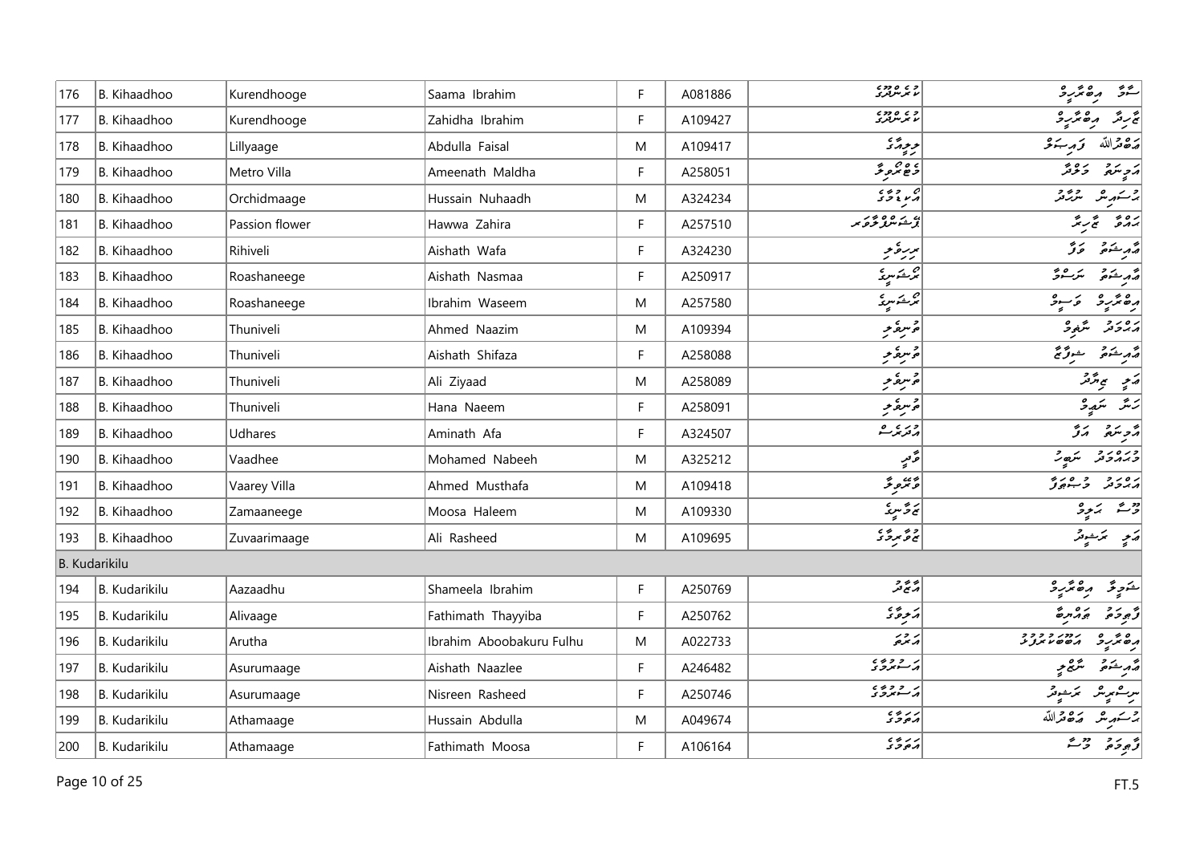| 176 | B. Kihaadhoo | Kurendhooge | Saama Ibrahim | F | A081886 | ކުރެންދޫގެ | ސާމާ އިބްރާހީމް |
|---|---|---|---|---|---|---|---|
| 177 | B. Kihaadhoo | Kurendhooge | Zahidha Ibrahim | F | A109427 | ކުރެންދޫގެ | ޒާހިދާ އިބްރާހީމް |
| 178 | B. Kihaadhoo | Lillyaage | Abdulla Faisal | M | A109417 | ލިލީއާގެ | އަބްދުﷲ ފައިސަލް |
| 179 | B. Kihaadhoo | Metro Villa | Ameenath Maldha | F | A258051 | މެޓްރޯވިލާ | އަމީނަތު މަލްދާ |
| 180 | B. Kihaadhoo | Orchidmaage | Hussain Nuhaadh | M | A324234 | އޯކިޑްމާގެ | ހުސައިން ނުހާދު |
| 181 | B. Kihaadhoo | Passion flower | Hawwa Zahira | F | A257510 | ޕެޝަންފްލަވަރ | ހައްވާ ޒާހިރާ |
| 182 | B. Kihaadhoo | Rihiveli | Aishath Wafa | F | A324230 | ރިހިވެލި | އައިޝަތު ވަފާ |
| 183 | B. Kihaadhoo | Roashaneege | Aishath Nasmaa | F | A250917 | ރޯޝަނީގެ | އައިޝަތު ނަސްމާ |
| 184 | B. Kihaadhoo | Roashaneege | Ibrahim Waseem | M | A257580 | ރޯޝަނީގެ | އިބްރާހީމް ވަސީމް |
| 185 | B. Kihaadhoo | Thuniveli | Ahmed Naazim | M | A109394 | ތުނިވެލި | އަޙްމަދު ނާޒިމް |
| 186 | B. Kihaadhoo | Thuniveli | Aishath Shifaza | F | A258088 | ތުނިވެލި | އައިޝަތު ޝިފާޒާ |
| 187 | B. Kihaadhoo | Thuniveli | Ali Ziyaad | M | A258089 | ތުނިވެލި | އަލި ޒިޔާދު |
| 188 | B. Kihaadhoo | Thuniveli | Hana Naeem | F | A258091 | ތުނިވެލި | ހަނާ ނައީމް |
| 189 | B. Kihaadhoo | Udhares | Aminath Afa | F | A324507 | އުދަރެސް | އާމިނަތު އަފާ |
| 190 | B. Kihaadhoo | Vaadhee | Mohamed Nabeeh | M | A325212 | ވާދީ | މުޙައްމަދު ނަބީހް |
| 191 | B. Kihaadhoo | Vaarey Villa | Ahmed Musthafa | M | A109418 | ވާރޭވިލާ | އަޙްމަދު މުސްތަފާ |
| 192 | B. Kihaadhoo | Zamaaneege | Moosa Haleem | M | A109330 | ޒަމާނީގެ | މޫސާ ހަލީމް |
| 193 | B. Kihaadhoo | Zuvaarimaage | Ali Rasheed | M | A109695 | ޒުވާރިމާގެ | އަލި ރަޝީދު |
| **B. Kudarikilu** | | | | | | | |
| 194 | B. Kudarikilu | Aazaadhu | Shameela Ibrahim | F | A250769 | އާޒާދު | ޝަމީލާ އިބްރާހީމް |
| 195 | B. Kudarikilu | Alivaage | Fathimath Thayyiba | F | A250762 | އަލިވާގެ | ފާތިމަތު ތައްޔިބާ |
| 196 | B. Kudarikilu | Arutha | Ibrahim Aboobakuru Fulhu | M | A022733 | އަރުތަ | އިބްރާހީމް އަބޫބަކުރު ފުޅު |
| 197 | B. Kudarikilu | Asurumaage | Aishath Naazlee | F | A246482 | އަސުރުމާގެ | އައިޝަތު ނާޒްލީ |
| 198 | B. Kudarikilu | Asurumaage | Nisreen Rasheed | F | A250746 | އަސުރުމާގެ | ނިސްރީން ރަޝީދު |
| 199 | B. Kudarikilu | Athamaage | Hussain Abdulla | M | A049674 | އަތަމާގެ | ހުސައިން އަބްދުﷲ |
| 200 | B. Kudarikilu | Athamaage | Fathimath Moosa | F | A106164 | އަތަމާގެ | ފާތިމަތު މޫސާ |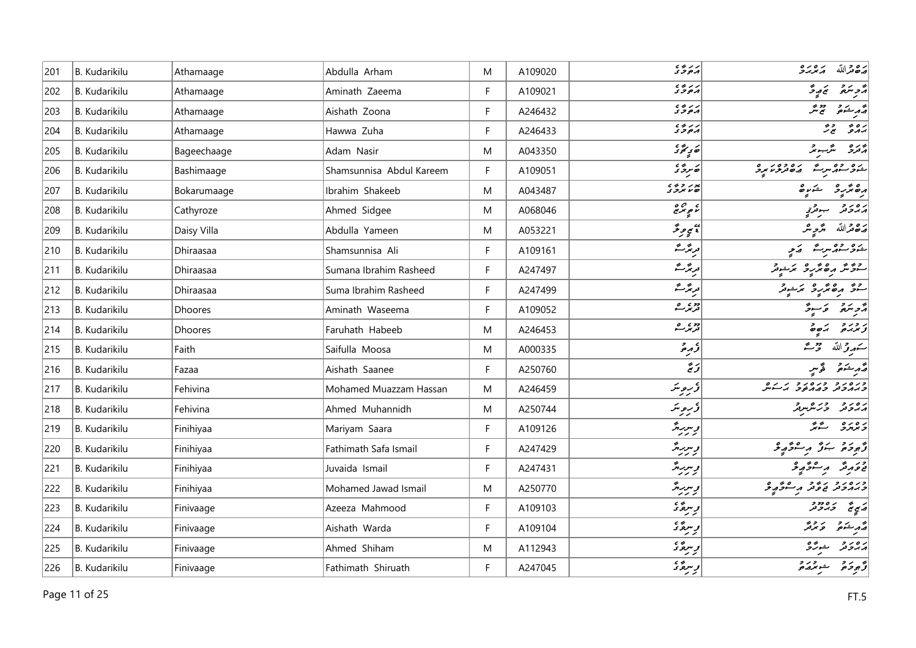| 201 | B. Kudarikilu | Athamaage | Abdulla Arham | M | A109020 | އަތަމާގެ | އަބްދުﷲ އަރްހަމް |
|---|---|---|---|---|---|---|---|
| 202 | B. Kudarikilu | Athamaage | Aminath Zaeema | F | A109021 | އަތަމާގެ | އާމިނަތު ޒަޢީމާ |
| 203 | B. Kudarikilu | Athamaage | Aishath Zoona | F | A246432 | އަތަމާގެ | އާއިޝަތު ޒޫނާ |
| 204 | B. Kudarikilu | Athamaage | Hawwa Zuha | F | A246433 | އަތަމާގެ | ހައްވާ ޒުހާ |
| 205 | B. Kudarikilu | Bageechaage | Adam Nasir | M | A043350 | ބަގީޗާގެ | އާދަމް ނާސިރު |
| 206 | B. Kudarikilu | Bashimaage | Shamsunnisa Abdul Kareem | F | A109051 | ބަށިމާގެ | ޝަމްސުންނިސާ އަބްދުލްކަރީމް |
| 207 | B. Kudarikilu | Bokarumaage | Ibrahim Shakeeb | M | A043487 | ބޮކަރުމާގެ | އިބްރާހީމް ޝަކީބު |
| 208 | B. Kudarikilu | Cathyroze | Ahmed Sidgee | M | A068046 | ކެތީރޯޒް | އަޙްމަދު ސިދްގީ |
| 209 | B. Kudarikilu | Daisy Villa | Abdulla Yameen | M | A053221 | ޑޭޒީވިލާ | އަބްދުﷲ ޔާމީން |
| 210 | B. Kudarikilu | Dhiraasaa | Shamsunnisa Ali | F | A109161 | ދިރާސާ | ޝަމްސުންނިސާ އަލި |
| 211 | B. Kudarikilu | Dhiraasaa | Sumana Ibrahim Rasheed | F | A247497 | ދިރާސާ | ސުމަނާ އިބްރާހީމް ރަޝީދު |
| 212 | B. Kudarikilu | Dhiraasaa | Suma Ibrahim Rasheed | F | A247499 | ދިރާސާ | ސުމާ އިބްރާހީމް ރަޝީދު |
| 213 | B. Kudarikilu | Dhoores | Aminath Waseema | F | A109052 | ދޫރެސް | އާމިނަތު ވަސީމާ |
| 214 | B. Kudarikilu | Dhoores | Faruhath Habeeb | M | A246453 | ދޫރެސް | ފަރުހަތު ހަބީބު |
| 215 | B. Kudarikilu | Faith | Saifulla Moosa | M | A000335 | ފެއިތު | ސައިފުﷲ މޫސާ |
| 216 | B. Kudarikilu | Fazaa | Aishath Saanee | F | A250760 | ފަޒާ | އާއިޝަތު ޘާނީ |
| 217 | B. Kudarikilu | Fehivina | Mohamed Muazzam Hassan | M | A246459 | ފެހިވިނަ | މުޙައްމަދު މުޢައްޒަމް ހަސަން |
| 218 | B. Kudarikilu | Fehivina | Ahmed Muhannidh | M | A250744 | ފެހިވިނަ | އަޙްމަދު މުހަންނިދު |
| 219 | B. Kudarikilu | Finihiyaa | Mariyam Saara | F | A109126 | ފިނިހިޔާ | މަރިޔަމް ސާރާ |
| 220 | B. Kudarikilu | Finihiyaa | Fathimath Safa Ismail | F | A247429 | ފިނިހިޔާ | ފާތިމަތު ސަފާ އިސްމާއީލް |
| 221 | B. Kudarikilu | Finihiyaa | Juvaida Ismail | F | A247431 | ފިނިހިޔާ | ޖުވައިދާ އިސްމާއީލް |
| 222 | B. Kudarikilu | Finihiyaa | Mohamed Jawad Ismail | M | A250770 | ފިނިހިޔާ | މުޙައްމަދު ޖަވާދު އިސްމާއީލް |
| 223 | B. Kudarikilu | Finivaage | Azeeza Mahmood | F | A109103 | ފިނިވާގެ | އަޒީޒާ މަޙްމޫދު |
| 224 | B. Kudarikilu | Finivaage | Aishath Warda | F | A109104 | ފިނިވާގެ | އާއިޝަތު ވަރްދާ |
| 225 | B. Kudarikilu | Finivaage | Ahmed Shiham | M | A112943 | ފިނިވާގެ | އަޙްމަދު ޝިހާމް |
| 226 | B. Kudarikilu | Finivaage | Fathimath Shiruath | F | A247045 | ފިނިވާގެ | ފާތިމަތު ޝިރުއަތު |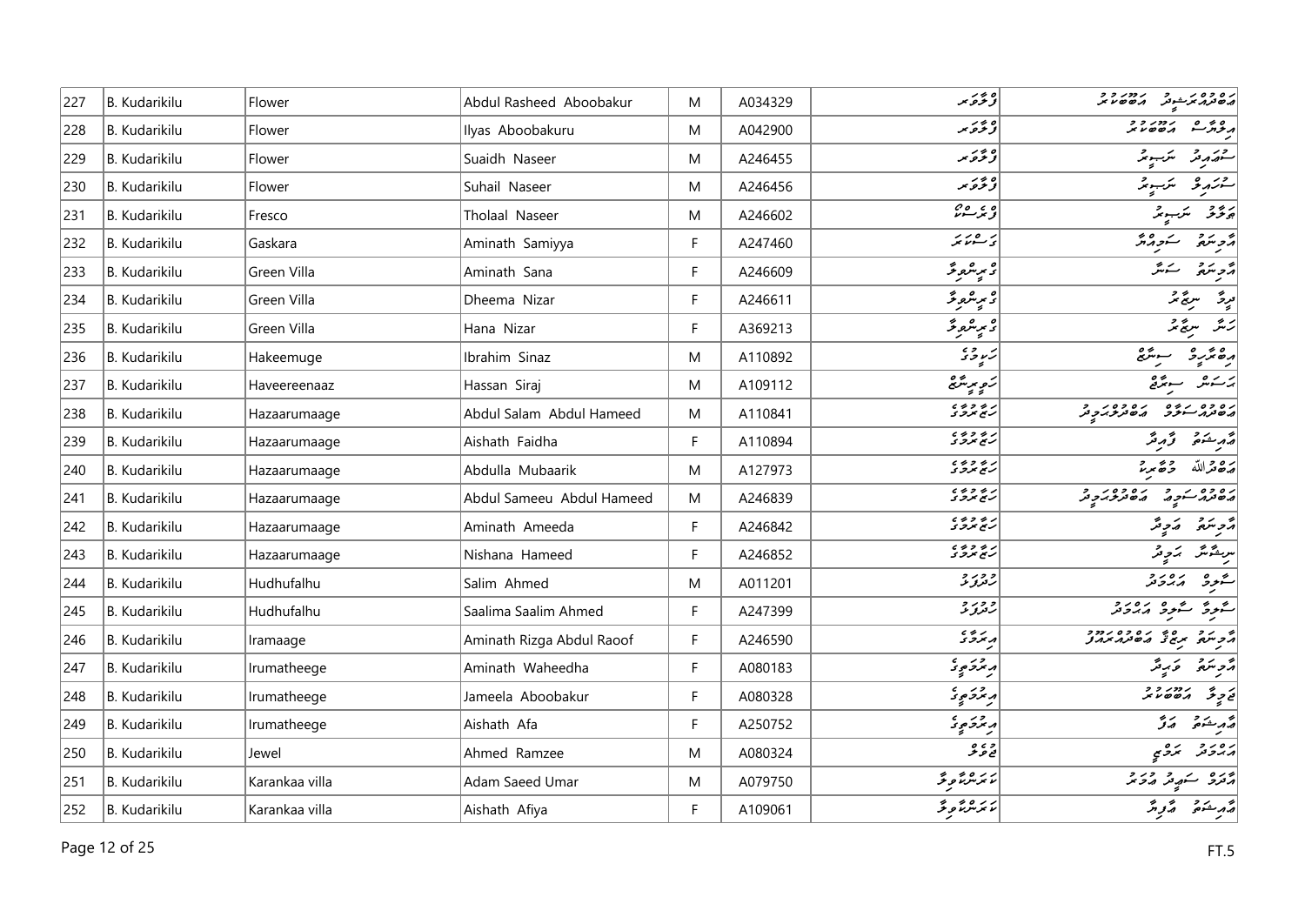| 227 | B. Kudarikilu | Flower | Abdul Rasheed Aboobakur | M | A034329 | ފްލާވަރ | އަބްދުލް ރަޝީދު އަބޫބަކުރު |
|---|---|---|---|---|---|---|---|
| 228 | B. Kudarikilu | Flower | Ilyas Aboobakuru | M | A042900 | ފްލާވަރ | އިލްޔާސް އަބޫބަކުރު |
| 229 | B. Kudarikilu | Flower | Suaidh Naseer | M | A246455 | ފްލާވަރ | ސުއައިދު ނަސީރު |
| 230 | B. Kudarikilu | Flower | Suhail Naseer | M | A246456 | ފްލާވަރ | ސުހައިލު ނަސީރު |
| 231 | B. Kudarikilu | Fresco | Tholaal Naseer | M | A246602 | ފްރެސްކޯ | ތޮލާލް ނަސީރު |
| 232 | B. Kudarikilu | Gaskara | Aminath Samiyya | F | A247460 | ގަސްކަރަ | އާމިނަތު ސަމިއްޔާ |
| 233 | B. Kudarikilu | Green Villa | Aminath Sana | F | A246609 | ގްރީންވިލާ | އާމިނަތު ސަނާ |
| 234 | B. Kudarikilu | Green Villa | Dheema Nizar | F | A246611 | ގްރީންވިލާ | ދީމާ ނިޒާރު |
| 235 | B. Kudarikilu | Green Villa | Hana Nizar | F | A369213 | ގްރީންވިލާ | ހަނާ ނިޒާރު |
| 236 | B. Kudarikilu | Hakeemuge | Ibrahim Sinaz | M | A110892 | ހަކީމުގެ | އިބްރާހިމް ސިނާޒް |
| 237 | B. Kudarikilu | Haveereenaaz | Hassan Siraj | M | A109112 | ހަވީރީނާޒް | ހަސަން ސިރާޖް |
| 238 | B. Kudarikilu | Hazaarumaage | Abdul Salam Abdul Hameed | M | A110841 | ހަޒާރުމާގެ | އަބްދުލް ސަލާމް އަބްދުލްހަމީދު |
| 239 | B. Kudarikilu | Hazaarumaage | Aishath Faidha | F | A110894 | ހަޒާރުމާގެ | އައިޝަތު ފާއިދާ |
| 240 | B. Kudarikilu | Hazaarumaage | Abdulla Mubaarik | M | A127973 | ހަޒާރުމާގެ | އަބްދުﷲ މުބާރިކު |
| 241 | B. Kudarikilu | Hazaarumaage | Abdul Sameeu Abdul Hameed | M | A246839 | ހަޒާރުމާގެ | އަބްދުލް ސަމީޢު އަބްދުލްހަމީދު |
| 242 | B. Kudarikilu | Hazaarumaage | Aminath Ameeda | F | A246842 | ހަޒާރުމާގެ | އާމިނަތު އަމީދާ |
| 243 | B. Kudarikilu | Hazaarumaage | Nishana Hameed | F | A246852 | ހަޒާރުމާގެ | ނިޝާނާ ހަމީދު |
| 244 | B. Kudarikilu | Hudhufalhu | Salim Ahmed | M | A011201 | ހުދުފަޅު | ސާލިމް އަޙްމަދު |
| 245 | B. Kudarikilu | Hudhufalhu | Saalima Saalim Ahmed | F | A247399 | ހުދުފަޅު | ސާލިމާ ސާލިމް އަޙްމަދު |
| 246 | B. Kudarikilu | Iramaage | Aminath Rizga Abdul Raoof | F | A246590 | އިރަމާގެ | އާމިނަތު ރިޒްގާ އަބްދުއްރަޢޫފް |
| 247 | B. Kudarikilu | Irumatheege | Aminath Waheedha | F | A080183 | އިރުމަތީގެ | އާމިނަތު ވަހީދާ |
| 248 | B. Kudarikilu | Irumatheege | Jameela Aboobakur | F | A080328 | އިރުމަތީގެ | ޖަމީލާ އަބޫބަކުރު |
| 249 | B. Kudarikilu | Irumatheege | Aishath Afa | F | A250752 | އިރުމަތީގެ | އައިޝަތު އަފާ |
| 250 | B. Kudarikilu | Jewel | Ahmed Ramzee | M | A080324 | ޖުވެލް | އަޙްމަދު ރަމްޒީ |
| 251 | B. Kudarikilu | Karankaa villa | Adam Saeed Umar | M | A079750 |ކަރަންކާވިލާ | އާދަމް ސަޢީދު އުމަރު |
| 252 | B. Kudarikilu | Karankaa villa | Aishath Afiya | F | A109061 | ކަރަންކާވިލާ | އައިޝަތު އާފިޔާ |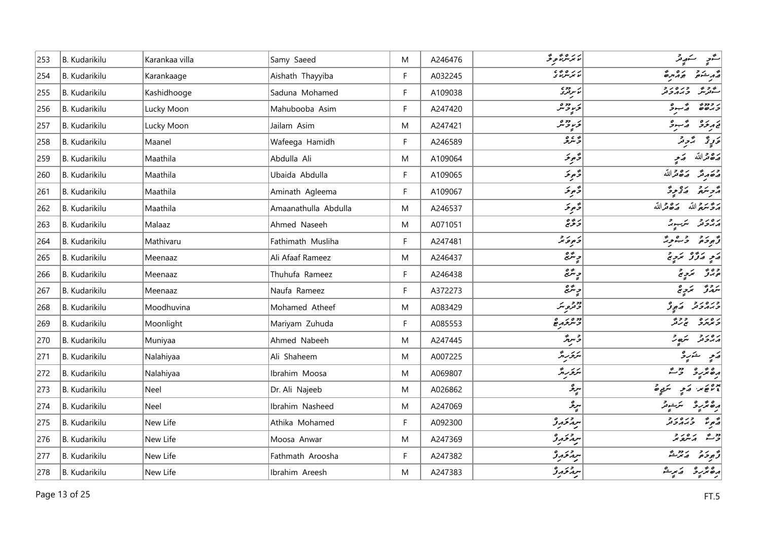| 253 | B. Kudarikilu | Karankaa villa | Samy Saeed | M | A246476 | ކަރަންކާވިލާ | ސާމީ ސައީދު |
|---|---|---|---|---|---|---|---|
| 254 | B. Kudarikilu | Karankaage | Aishath Thayyiba | F | A032245 | ކަރަންކާގެ | އައިޝަތު ތައްޔިބާ |
| 255 | B. Kudarikilu | Kashidhooge | Saduna Mohamed | F | A109038 | ކަށިދޫގެ | ސަދުނާ މުހައްމަދު |
| 256 | B. Kudarikilu | Lucky Moon | Mahubooba Asim | F | A247420 | ލަކީމޫން | މަހުބޫބާ އާސިމް |
| 257 | B. Kudarikilu | Lucky Moon | Jailam Asim | M | A247421 | ލަކީމޫން | ޖައިލަމް އާސިމް |
| 258 | B. Kudarikilu | Maanel | Wafeega Hamidh | F | A246589 | މާނެލް | ވަފީގާ ހާމިދު |
| 259 | B. Kudarikilu | Maathila | Abdulla Ali | M | A109064 | މާތިލަ | އަބްދުﷲ އަލި |
| 260 | B. Kudarikilu | Maathila | Ubaida Abdulla | F | A109065 | މާތިލަ | އުބައިދާ އަބްދުﷲ |
| 261 | B. Kudarikilu | Maathila | Aminath Agleema | F | A109067 | މާތިލަ | އާމިނަތު އަގްލީމާ |
| 262 | B. Kudarikilu | Maathila | Amaanathulla Abdulla | M | A246537 | މާތިލަ | އަމާނަތުﷲ އަބްދުﷲ |
| 263 | B. Kudarikilu | Malaaz | Ahmed Naseeh | M | A071051 | މަލާޒު | އަހުމަދު ނަސީހު |
| 264 | B. Kudarikilu | Mathivaru | Fathimath Musliha | F | A247481 | މަތިވަރު | ފާތިމަތު މުސްލިހާ |
| 265 | B. Kudarikilu | Meenaaz | Ali Afaaf Rameez | M | A246437 | މީނާޒް | އަލި އަފާފް ރަމީޒް |
| 266 | B. Kudarikilu | Meenaaz | Thuhufa Rameez | F | A246438 | މީނާޒް | ތުހުފާ ރަމީޒް |
| 267 | B. Kudarikilu | Meenaaz | Naufa Rameez | F | A372273 | މީނާޒް | ނައުފާ ރަމީޒް |
| 268 | B. Kudarikilu | Moodhuvina | Mohamed Atheef | M | A083429 | މޫދުވިނަ | މުހައްމަދު އަތީފް |
| 269 | B. Kudarikilu | Moonlight | Mariyam Zuhuda | F | A085553 | މޫންލައިޓް | މަރިޔަމް ޒުހުދާ |
| 270 | B. Kudarikilu | Muniyaa | Ahmed Nabeeh | M | A247445 | މުނިޔާ | އަހުމަދު ނަބީހު |
| 271 | B. Kudarikilu | Nalahiyaa | Ali Shaheem | M | A007225 | ނަލަހިޔާ | އަލި ޝަހީމް |
| 272 | B. Kudarikilu | Nalahiyaa | Ibrahim Moosa | M | A069807 | ނަލަހިޔާ | އިބްރާހިމް މޫސާ |
| 273 | B. Kudarikilu | Neel | Dr. Ali Najeeb | M | A026862 | ނީލް | ޑރ. އަލި ނަޖީބު |
| 274 | B. Kudarikilu | Neel | Ibrahim Nasheed | M | A247069 | ނީލް | އިބްރާހިމް ނަޝީދު |
| 275 | B. Kudarikilu | New Life | Athika Mohamed | F | A092300 | ނިއުލައިފް | އާތިކާ މުހައްމަދު |
| 276 | B. Kudarikilu | New Life | Moosa Anwar | M | A247369 | ނިއުލައިފް | މޫސާ އަންވަރު |
| 277 | B. Kudarikilu | New Life | Fathmath Aroosha | F | A247382 | ނިއުލައިފް | ފާތިމަތު އަރޫޝާ |
| 278 | B. Kudarikilu | New Life | Ibrahim Areesh | M | A247383 | ނިއުލައިފް | އިބްރާހިމް އަރީޝް |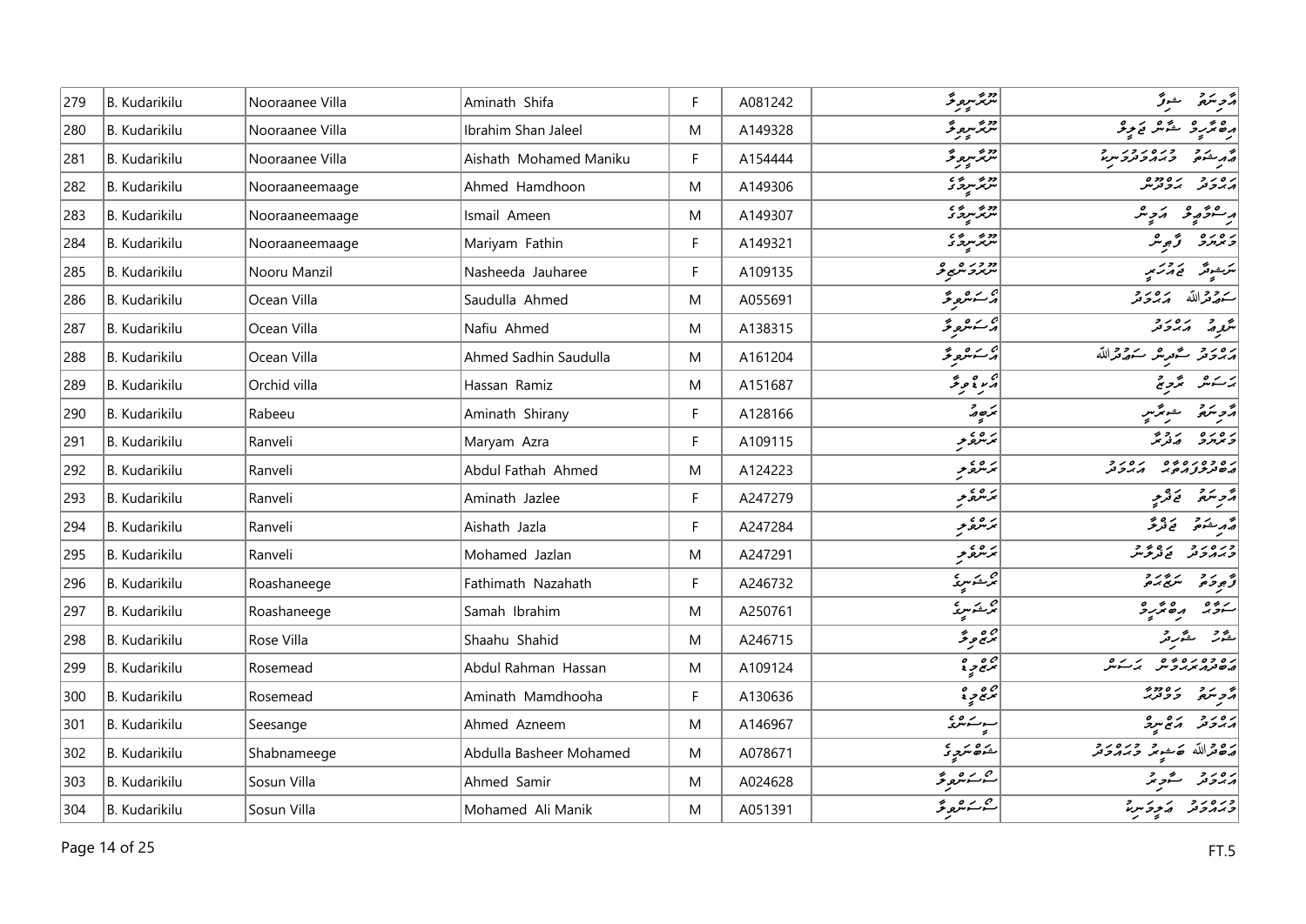| 279 | B. Kudarikilu | Nooraanee Villa | Aminath Shifa | F | A081242 | ނޫރާނީވިލާ | އާމިނަތު ޝިފާ |
|---|---|---|---|---|---|---|---|
| 280 | B. Kudarikilu | Nooraanee Villa | Ibrahim Shan Jaleel | M | A149328 | ނޫރާނީވިލާ | އިބްރާހީމް ޝާން ޖަލީލް |
| 281 | B. Kudarikilu | Nooraanee Villa | Aishath Mohamed Maniku | F | A154444 | ނޫރާނީވިލާ | އާއިޝަތު މުޙައްމަދުމަނިކު |
| 282 | B. Kudarikilu | Nooraaneemaage | Ahmed Hamdhoon | M | A149306 | ނޫރާނީމާގެ | އަޙްމަދު ހަމްދޫން |
| 283 | B. Kudarikilu | Nooraaneemaage | Ismail Ameen | M | A149307 | ނޫރާނީމާގެ | އިސްމާއީލް އަމީން |
| 284 | B. Kudarikilu | Nooraaneemaage | Mariyam Fathin | F | A149321 | ނޫރާނީމާގެ | މަރިޔަމް ފާތިން |
| 285 | B. Kudarikilu | Nooru Manzil | Nasheeda Jauharee | F | A109135 | ނޫރުމަންޒިލް | ނަޝީދާ ޖައުހަރީ |
| 286 | B. Kudarikilu | Ocean Villa | Saudulla Ahmed | M | A055691 | އޯޝަންވިލާ | ސައުދުﷲ އަޙްމަދު |
| 287 | B. Kudarikilu | Ocean Villa | Nafiu Ahmed | M | A138315 | އޯޝަންވިލާ | ނާފިޢު އަޙްމަދު |
| 288 | B. Kudarikilu | Ocean Villa | Ahmed Sadhin Saudulla | M | A161204 | އޯޝަންވިލާ | އަޙްމަދު ސާދިން ސައުދުﷲ |
| 289 | B. Kudarikilu | Orchid villa | Hassan Ramiz | M | A151687 | އޯކިޑްވިލާ | ހަސަން ރާމިޒް |
| 290 | B. Kudarikilu | Rabeeu | Aminath Shirany | F | A128166 | ރަބީޢު | އާމިނަތު ޝިރާނީ |
| 291 | B. Kudarikilu | Ranveli | Maryam Azra | F | A109115 | ރަންވެލި | މަރްޔަމް އަޒްރާ |
| 292 | B. Kudarikilu | Ranveli | Abdul Fathah Ahmed | M | A124223 | ރަންވެލި | އަބްދުލްފައްތާޙް އަޙްމަދު |
| 293 | B. Kudarikilu | Ranveli | Aminath Jazlee | F | A247279 | ރަންވެލި | އާމިނަތު ޖަޒްލީ |
| 294 | B. Kudarikilu | Ranveli | Aishath Jazla | F | A247284 | ރަންވެލި | އާއިޝަތު ޖަޒްލާ |
| 295 | B. Kudarikilu | Ranveli | Mohamed Jazlan | M | A247291 | ރަންވެލި | މުޙައްމަދު ޖަޒްލާން |
| 296 | B. Kudarikilu | Roashaneege | Fathimath Nazahath | F | A246732 | ރޯޝަނީގެ | ފާތިމަތު ނަޒާހަތު |
| 297 | B. Kudarikilu | Roashaneege | Samah Ibrahim | M | A250761 | ރޯޝަނީގެ | ސަމާހް އިބްރާހީމް |
| 298 | B. Kudarikilu | Rose Villa | Shaahu Shahid | M | A246715 | ރޯޒްވިލާ | ޝާހު ޝާހިދު |
| 299 | B. Kudarikilu | Rosemead | Abdul Rahman Hassan | M | A109124 | ރޯޒްމީޑް | އަބްދުއްރަޙްމާން ހަސަން |
| 300 | B. Kudarikilu | Rosemead | Aminath Mamdhooha | F | A130636 | ރޯޒްމީޑް | އާމިނަތު މަމްދޫހާ |
| 301 | B. Kudarikilu | Seesange | Ahmed Azneem | M | A146967 | ސީސަންގެ | އަޙްމަދު އަޒްނީމް |
| 302 | B. Kudarikilu | Shabnameege | Abdulla Basheer Mohamed | M | A078671 | ޝަބްނަމީގެ | އަބްދުﷲ ބަޝީރު މުޙައްމަދު |
| 303 | B. Kudarikilu | Sosun Villa | Ahmed Samir | M | A024628 | ސޯސަންވިލާ | އަޙްމަދު ސާމިރު |
| 304 | B. Kudarikilu | Sosun Villa | Mohamed Ali Manik | M | A051391 | ސޯސަންވިލާ | މުޙައްމަދު އަލިމަނިކު |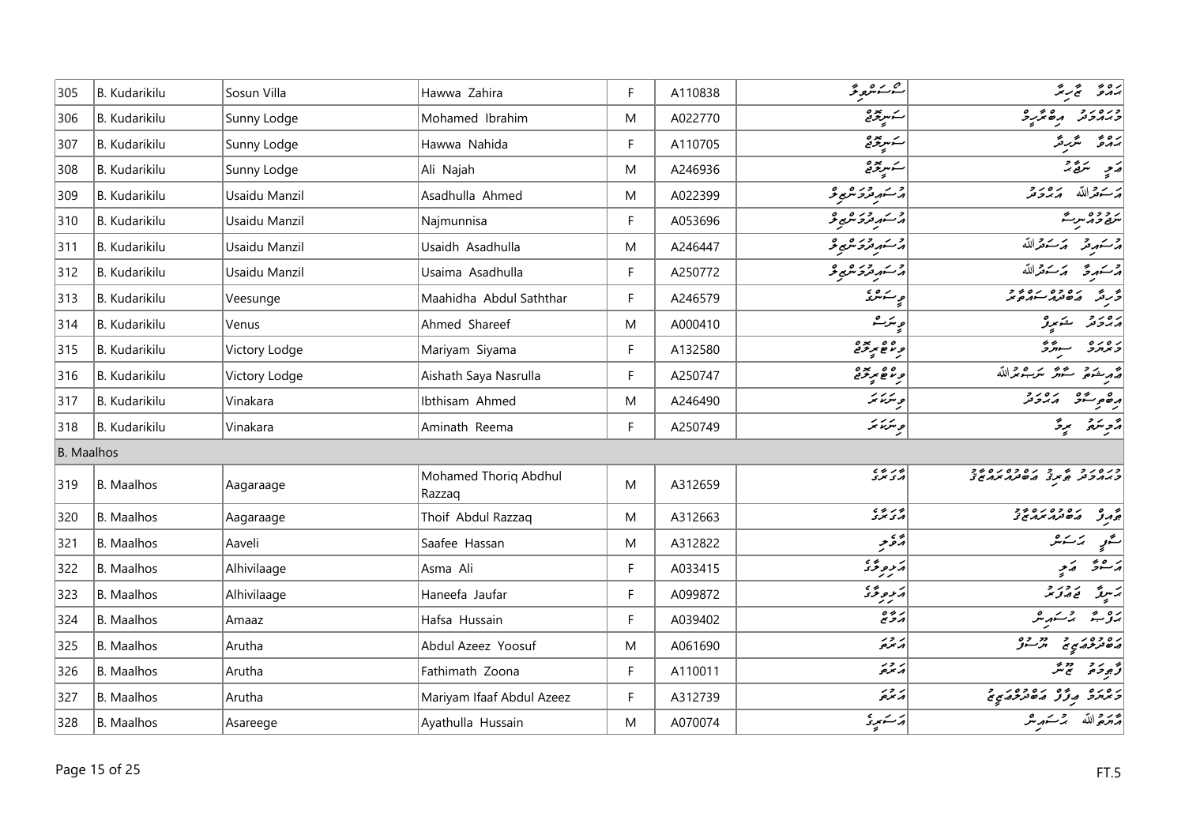| 305 | B. Kudarikilu | Sosun Villa | Hawwa Zahira | F | A110838 | ސޯސަންވިލާ | ހައްވާ ޒާހިރާ |
|---|---|---|---|---|---|---|---|
| 306 | B. Kudarikilu | Sunny Lodge | Mohamed Ibrahim | M | A022770 | ސަނީލޮޖު | މުހައްމަދު އިބްރާހީމް |
| 307 | B. Kudarikilu | Sunny Lodge | Hawwa Nahida | F | A110705 | ސަނީލޮޖު | ހައްވާ ނާހިދާ |
| 308 | B. Kudarikilu | Sunny Lodge | Ali Najah | M | A246936 | ސަނީލޮޖު | އަލީ ނަޖާހް |
| 309 | B. Kudarikilu | Usaidu Manzil | Asadhulla Ahmed | M | A022399 | އުސައިދުމަންޒިލް | އަސަދުﷲ އަހްމަދު |
| 310 | B. Kudarikilu | Usaidu Manzil | Najmunnisa | F | A053696 | އުސައިދުމަންޒިލް | ނަޖުމުންނިސާ |
| 311 | B. Kudarikilu | Usaidu Manzil | Usaidh Asadhulla | M | A246447 | އުސައިދުމަންޒިލް | އުސައިދު އަސަދުﷲ |
| 312 | B. Kudarikilu | Usaidu Manzil | Usaima Asadhulla | F | A250772 | އުސައިދުމަންޒިލް | އުސައިމާ އަސަދުﷲ |
| 313 | B. Kudarikilu | Veesunge | Maahidha Abdul Saththar | F | A246579 | ވީސުންގެ | މާހިދާ އަބްދުލްސައްތާރު |
| 314 | B. Kudarikilu | Venus | Ahmed Shareef | M | A000410 | ވީނަސް | އަހްމަދު ޝަރީފް |
| 315 | B. Kudarikilu | Victory Lodge | Mariyam Siyama | F | A132580 | ވިކްޓްރީލޮޖު | މަރިޔަމް ސިޔާމާ |
| 316 | B. Kudarikilu | Victory Lodge | Aishath Saya Nasrulla | F | A250747 | ވިކްޓްރީލޮޖު | އާއިޝަތު ސާޔާ ނަސްރުﷲ |
| 317 | B. Kudarikilu | Vinakara | Ibthisam Ahmed | M | A246490 | ވިނަކަރަ | އިބްތިސާމް އަހްމަދު |
| 318 | B. Kudarikilu | Vinakara | Aminath Reema | F | A250749 | ވިނަކަރަ | އާމިނަތު ރީމާ |
| **B. Maalhos** | | | | | | | |
| 319 | B. Maalhos | Aagaraage | Mohamed Thoriq Abdhul Razzaq | M | A312659 | އާގަރާގެ | މުހައްމަދު ޠާރިޤު އަބްދުއްރައްޒާޤު |
| 320 | B. Maalhos | Aagaraage | Thoif Abdul Razzaq | M | A312663 | އާގަރާގެ | ޠާއިފް އަބްދުއްރައްޒާޤު |
| 321 | B. Maalhos | Aaveli | Saafee Hassan | M | A312822 | އާވެލި | ސާފީ ހަސަން |
| 322 | B. Maalhos | Alhivilaage | Asma Ali | F | A033415 | އަލިވިލާގެ | އަސްމާ އަލީ |
| 323 | B. Maalhos | Alhivilaage | Haneefa Jaufar | F | A099872 | އަލިވިލާގެ | ހަނީފާ ޖައުފަރު |
| 324 | B. Maalhos | Amaaz | Hafsa Hussain | F | A039402 | އަމާޒް | ހަފްސާ ހުސައިން |
| 325 | B. Maalhos | Arutha | Abdul Azeez Yoosuf | M | A061690 | އަރުތަ | އަބްދުލްއަޒީޒް ޔޫސުފް |
| 326 | B. Maalhos | Arutha | Fathimath Zoona | F | A110011 | އަރުތަ | ފާތިމަތު ޒޫނާ |
| 327 | B. Maalhos | Arutha | Mariyam Ifaaf Abdul Azeez | F | A312739 | އަރުތަ | މަރިޔަމް އިފާފް އަބްދުލްއަޒީޒް |
| 328 | B. Maalhos | Asareege | Ayathulla Hussain | M | A070074 | އަސަރީގެ | އާޔަތުﷲ ހުސައިން |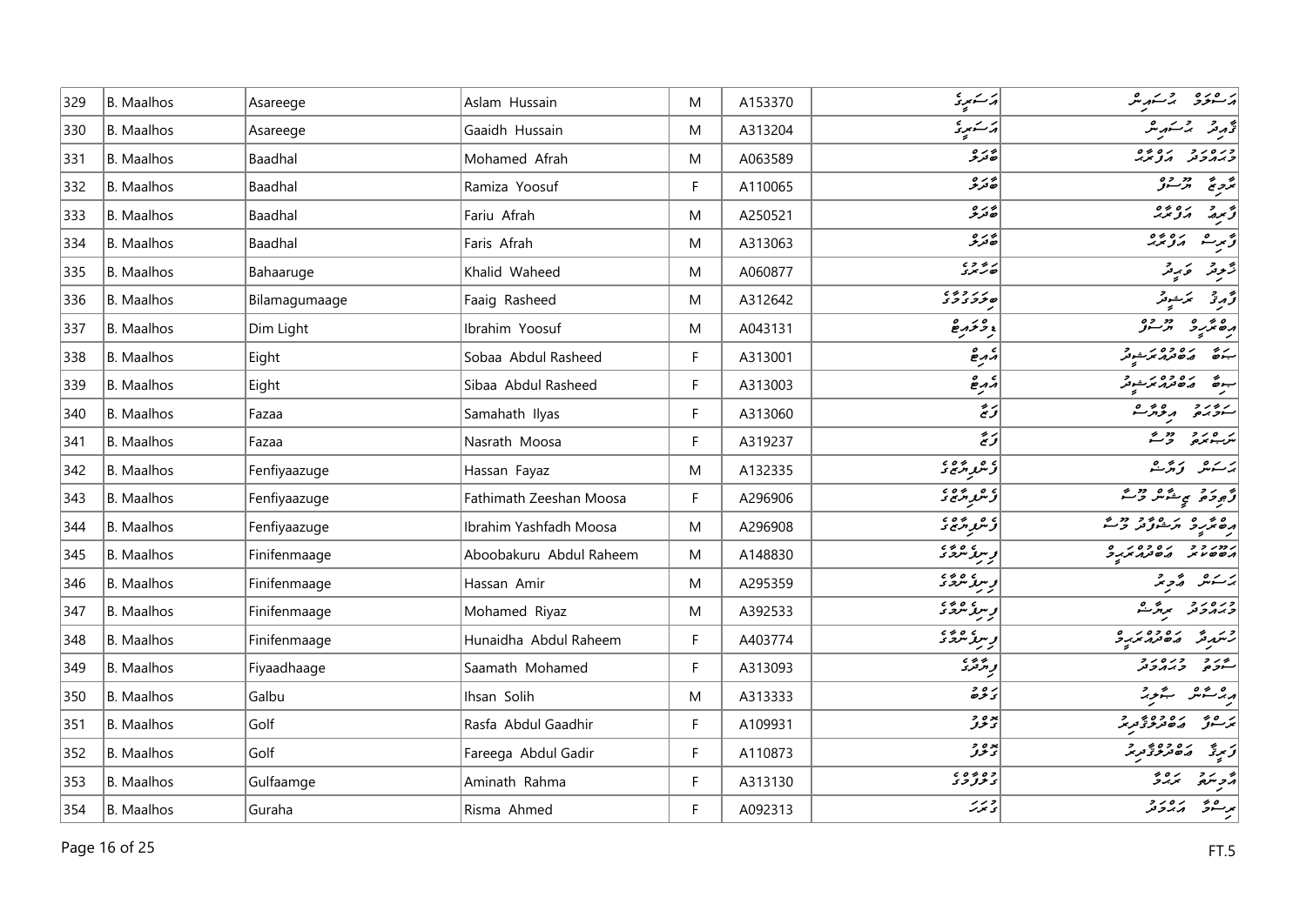| 329 | B. Maalhos | Asareege | Aslam Hussain | M | A153370 | އަސަރީގެ | އަސްލަމް ހުސައިން |
|---|---|---|---|---|---|---|---|
| 330 | B. Maalhos | Asareege | Gaaidh Hussain | M | A313204 | އަސަރީގެ | ގާއިދު ހުސައިން |
| 331 | B. Maalhos | Baadhal | Mohamed Afrah | M | A063589 | ބާދަލް | މުހައްމަދު އަފްރާހް |
| 332 | B. Maalhos | Baadhal | Ramiza Yoosuf | F | A110065 | ބާދަލް | ރާމިޒާ ޔޫސުފް |
| 333 | B. Maalhos | Baadhal | Fariu Afrah | M | A250521 | ބާދަލް | ފާރިޢު އަފްރާހް |
| 334 | B. Maalhos | Baadhal | Faris Afrah | M | A313063 | ބާދަލް | ފާރިސް އަފްރާހް |
| 335 | B. Maalhos | Bahaaruge | Khalid Waheed | M | A060877 | ބަހާރުގެ | ޚާލިދު ވަޙީދު |
| 336 | B. Maalhos | Bilamagumaage | Faaig Rasheed | M | A312642 | ބިލަމަގުމާގެ | ފާއިގު ރަޝީދު |
| 337 | B. Maalhos | Dim Light | Ibrahim Yoosuf | M | A043131 | ޑިމްލައިޓް | އިބްރާހީމް ޔޫސުފް |
| 338 | B. Maalhos | Eight | Sobaa Abdul Rasheed | F | A313001 | އެއިޓް | ސޮބާ އަބްދުލްރަޝީދު |
| 339 | B. Maalhos | Eight | Sibaa Abdul Rasheed | F | A313003 | އެއިޓް | ސިބާ އަބްދުލްރަޝީދު |
| 340 | B. Maalhos | Fazaa | Samahath Ilyas | F | A313060 | ފަޒާ | ސަމާހަތު އިލްޔާސް |
| 341 | B. Maalhos | Fazaa | Nasrath Moosa | F | A319237 | ފަޒާ | ނަސްރަތު މޫސާ |
| 342 | B. Maalhos | Fenfiyaazuge | Hassan Fayaz | M | A132335 | ފެންފިޔާޒުގެ | ހަސަން ފަޔާޒް |
| 343 | B. Maalhos | Fenfiyaazuge | Fathimath Zeeshan Moosa | F | A296906 | ފެންފިޔާޒުގެ | ފާތިމަތު ޒީޝާން މޫސާ |
| 344 | B. Maalhos | Fenfiyaazuge | Ibrahim Yashfadh Moosa | M | A296908 | ފެންފިޔާޒުގެ | އިބްރާހީމް ޔަޝްފާދު މޫސާ |
| 345 | B. Maalhos | Finifenmaage | Aboobakuru Abdul Raheem | M | A148830 | ފިނިފެންމާގެ | އަބޫބަކުރު އަބްދުލްރަޙީމް |
| 346 | B. Maalhos | Finifenmaage | Hassan Amir | M | A295359 | ފިނިފެންމާގެ | ހަސަން އާމިރު |
| 347 | B. Maalhos | Finifenmaage | Mohamed Riyaz | M | A392533 | ފިނިފެންމާގެ | މުހައްމަދު ރިޔާޒް |
| 348 | B. Maalhos | Finifenmaage | Hunaidha Abdul Raheem | F | A403774 | ފިނިފެންމާގެ | ހުނައިދާ އަބްދުލްރަޙީމް |
| 349 | B. Maalhos | Fiyaadhaage | Saamath Mohamed | F | A313093 | ފިޔާދާގެ | ސާމަތު މުހައްމަދު |
| 350 | B. Maalhos | Galbu | Ihsan Solih | M | A313333 | ގަލްބު | އިހްސާން ސާލިހު |
| 351 | B. Maalhos | Golf | Rasfa Abdul Gaadhir | F | A109931 | ގޯލްފް | ރަސްފާ އަބްދުލްޤާދިރު |
| 352 | B. Maalhos | Golf | Fareega Abdul Gadir | F | A110873 | ގޯލްފް | ފަރީގާ އަބްދުލްގާދިރު |
| 353 | B. Maalhos | Gulfaamge | Aminath Rahma | F | A313130 | ގުލްފާމްގެ | އާމިނަތު ރަޙްމާ |
| 354 | B. Maalhos | Guraha | Risma Ahmed | F | A092313 | ގުރަހަ | ރިސްމާ އަހްމަދު |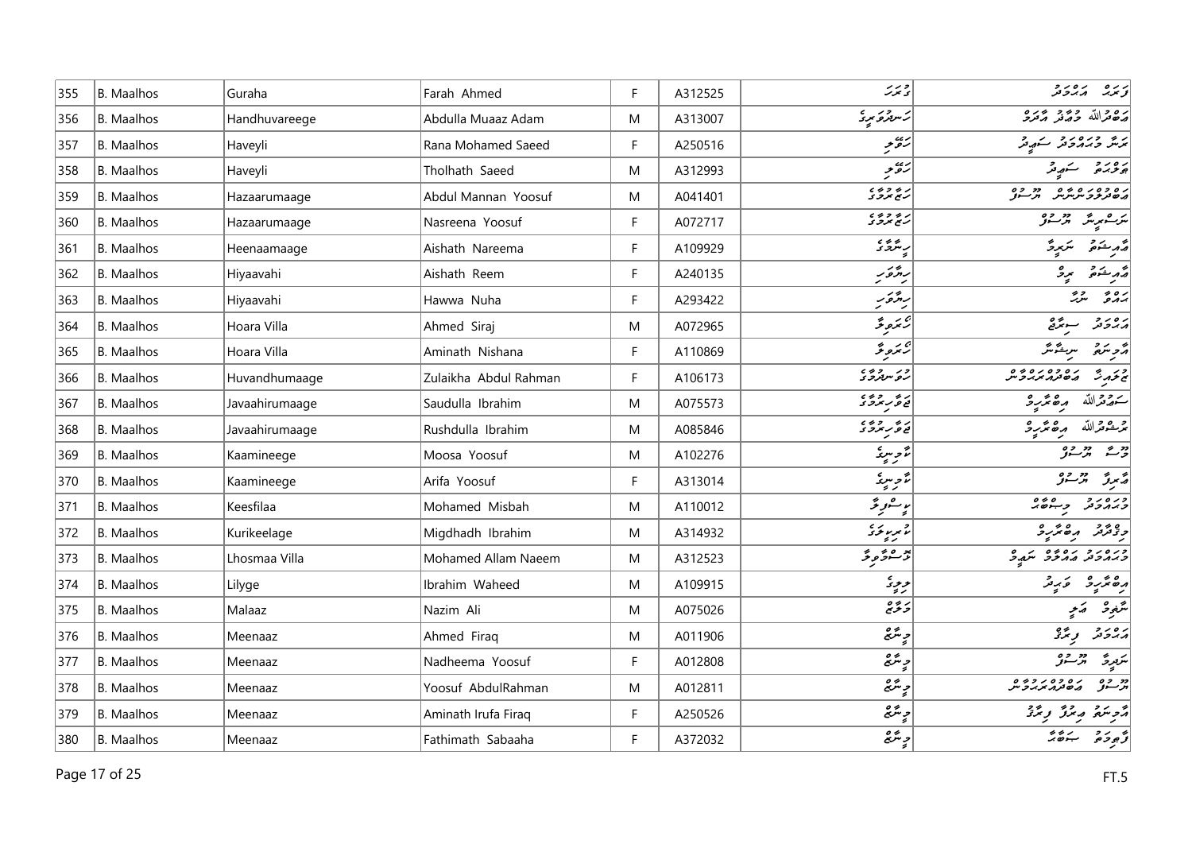| 355 | B. Maalhos | Guraha | Farah Ahmed | F | A312525 | ގުރަހަ | ފަރަހް އަޙްމަދު |
|---|---|---|---|---|---|---|---|
| 356 | B. Maalhos | Handhuvareege | Abdulla Muaaz Adam | M | A313007 | ހަނދުވަރީގެ | އަބްދުﷲ މުޢާޛު އާދަމް |
| 357 | B. Maalhos | Haveyli | Rana Mohamed Saeed | F | A250516 | ހަވేލި | ރަނާ މުހައްމަދު ސަޢީދު |
| 358 | B. Maalhos | Haveyli | Tholhath Saeed | M | A312993 | ހަވޭލި | ތޯލްހަތު ސަޢީދު |
| 359 | B. Maalhos | Hazaarumaage | Abdul Mannan Yoosuf | M | A041401 | ހަޒާރުމާގެ | އަބްދުލްމަންނާން ޔޫސުފް |
| 360 | B. Maalhos | Hazaarumaage | Nasreena Yoosuf | F | A072717 | ހަޒާރުމާގެ | ނަސްރީނާ ޔޫސުފް |
| 361 | B. Maalhos | Heenaamaage | Aishath Nareema | F | A109929 | ހީނާމާގެ | އައިޝަތު ނަރީމާ |
| 362 | B. Maalhos | Hiyaavahi | Aishath Reem | F | A240135 | ހިޔާވަހި | އައިޝަތު ރީމް |
| 363 | B. Maalhos | Hiyaavahi | Hawwa Nuha | F | A293422 | ހިޔާވަހި | ހައްވާ ނުހާ |
| 364 | B. Maalhos | Hoara Villa | Ahmed Siraj | M | A072965 | ހޯރަވިލާ | އަޙްމަދު ސިރާޖު |
| 365 | B. Maalhos | Hoara Villa | Aminath Nishana | F | A110869 | ހޯރަވިލާ | އާމިނަތު ނިޝާނާ |
| 366 | B. Maalhos | Huvandhumaage | Zulaikha Abdul Rahman | F | A106173 | ހުވަނދުމާގެ | ޒުލައިޚާ އަބްދުއްރަޙްމާން |
| 367 | B. Maalhos | Javaahirumaage | Saudulla Ibrahim | M | A075573 | ޖަވާހިރުމާގެ | ސަޢުދުﷲ އިބްރާހީމް |
| 368 | B. Maalhos | Javaahirumaage | Rushdulla Ibrahim | M | A085846 | ޖަވާހިރުމާގެ | ރުޝްދުﷲ އިބްރާހީމް |
| 369 | B. Maalhos | Kaamineege | Moosa Yoosuf | M | A102276 | ކާމިނީގެ | މޫސާ ޔޫސުފް |
| 370 | B. Maalhos | Kaamineege | Arifa Yoosuf | F | A313014 | ކާމިނީގެ | އާރިފާ ޔޫސުފް |
| 371 | B. Maalhos | Keesfilaa | Mohamed Misbah | M | A110012 | ކީސްފިލާ | މުހައްމަދު މިސްބާހު |
| 372 | B. Maalhos | Kurikeelage | Migdhadh Ibrahim | M | A314932 | ކުރިކީލަގެ | މިގްދާދު އިބްރާހީމް |
| 373 | B. Maalhos | Lhosmaa Villa | Mohamed Allam Naeem | M | A312523 | ޅޮސްމާވިލާ | މުހައްމަދު އައްލާމް ނައީމް |
| 374 | B. Maalhos | Lilyge | Ibrahim Waheed | M | A109915 | ލިލީގެ | އިބްރާހީމް ވަހީދު |
| 375 | B. Maalhos | Malaaz | Nazim Ali | M | A075026 | މަލާޒް | ނާޒިމް ޢަލީ |
| 376 | B. Maalhos | Meenaaz | Ahmed Firaq | M | A011906 | މީނާޒް | އަޙްމަދު ފިރާގު |
| 377 | B. Maalhos | Meenaaz | Nadheema Yoosuf | F | A012808 | މީނާޒް | ނަދީމާ ޔޫސުފް |
| 378 | B. Maalhos | Meenaaz | Yoosuf AbdulRahman | M | A012811 | މީނާޒް | ޔޫސުފް އަބްދުއްރަޙްމާން |
| 379 | B. Maalhos | Meenaaz | Aminath Irufa Firaq | F | A250526 | މީނާޒް | އާމިނަތު އިރުފާ ފިރާގު |
| 380 | B. Maalhos | Meenaaz | Fathimath Sabaaha | F | A372032 | މީނާޒް | ފާތިމަތު ސަބާހާ |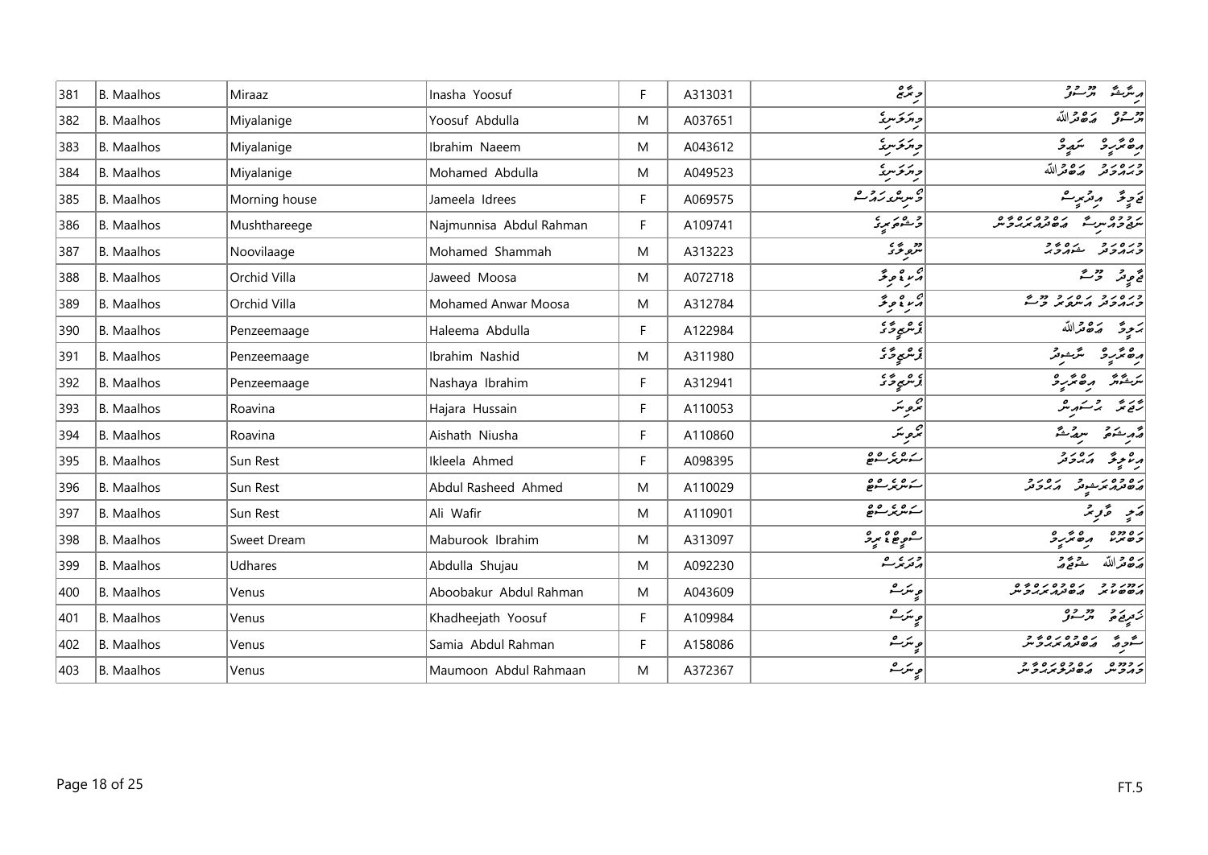| 381 | B. Maalhos | Miraaz | Inasha Yoosuf | F | A313031 | موتری | مِسَّرَسَّہ ترسوتر |
|---|---|---|---|---|---|---|---|
| 382 | B. Maalhos | Miyalanige | Yoosuf Abdulla | M | A037651 | دِمَرَحَسِرِی | ترسوتر مَەھەتراللە |
| 383 | B. Maalhos | Miyalanige | Ibrahim Naeem | M | A043612 | دِمَرَحَسِرِی | مِرەتمَرِدُ سَمِرِدُ |
| 384 | B. Maalhos | Miyalanige | Mohamed Abdulla | M | A049523 | دِمَرَحَسِرِی | دِرَەرد مَەھەتراللە |
| 385 | B. Maalhos | Morning house | Jameela Idrees | F | A069575 | ۇسِرِسْرِي رَہْرْ ے | قَحِرِمَّ مِرْمَرِتْ |
| 386 | B. Maalhos | Mushthareege | Najmunnisa Abdul Rahman | F | A109741 | د ے ھ مَرِی | سَرَۃ دِمْ سِرِتَہ مَەھەترەترىرى ترس |
| 387 | B. Maalhos | Noovilaage | Mohamed Shammah | M | A313223 | ترمو ثری | دِرَەرد شَەدەدە |
| 388 | B. Maalhos | Orchid Villa | Jaweed Moosa | M | A072718 | مرے و وِ ثَر | قَحِرِدْ دْتْ |
| 389 | B. Maalhos | Orchid Villa | Mohamed Anwar Moosa | M | A312784 | مرے و وِ ثَر | دِرَەرد مَسْرَوَرْ دْتْ |
| 390 | B. Maalhos | Penzeemaage | Haleema Abdulla | F | A122984 | بُرْسْرِجِ دّی | بَرِوِدَّ مَەھەتراللە |
| 391 | B. Maalhos | Penzeemaage | Ibrahim Nashid | M | A311980 | بُرْسْرِجِ دّی | مِرەتمَرِدُ سَّرْشِوتر |
| 392 | B. Maalhos | Penzeemaage | Nashaya Ibrahim | F | A312941 | بُرْسْرِجِ دّی | سَرَشَمَّرْ مِرەتمَرِدُ |
| 393 | B. Maalhos | Roavina | Hajara Hussain | F | A110053 | بِرْوِ سَرْ | رَّتَحَمَّرْ بِرْسَمَرِسْر |
| 394 | B. Maalhos | Roavina | Aishath Niusha | F | A110860 | بِرْوِ سَرْ | مَّہرِشَہَمْ سِرِمَّشَہ |
| 395 | B. Maalhos | Sun Rest | Ikleela Ahmed | F | A098395 | سَرْسْرَسَرِ ےھ | مِرِمْوِرِگَ مَہْرَدَنْر |
| 396 | B. Maalhos | Sun Rest | Abdul Rasheed Ahmed | M | A110029 | سَرْسْرَسَرِ ےھ | مَەھەترەتر سَّرْشِوتر مَہْرَدَنْر |
| 397 | B. Maalhos | Sun Rest | Ali Wafir | M | A110901 | سَرْسْرَسَرِ ےھ | مَحِرِ قَرْوِسْرَ |
| 398 | B. Maalhos | Sweet Dream | Maburook Ibrahim | M | A313097 | سْوِجِ ؟ بِرِدْ | دَەدْرِدْ مِرەتمَرِدُ |
| 399 | B. Maalhos | Udhares | Abdulla Shujau | M | A092230 | مِرْتَرَسْر | مَەھەتراللە شَمْقَمْ |
| 400 | B. Maalhos | Venus | Aboobakur Abdul Rahman | M | A043609 | ءِ سَرْ ے | مَەدْ ەَدْ مَەھەترەترىرى ترس |
| 401 | B. Maalhos | Venus | Khadheejath Yoosuf | F | A109984 | ءِ سَرْ ے | زَمِرِدَمْ ترسوتر |
| 402 | B. Maalhos | Venus | Samia Abdul Rahman | F | A158086 | ءِ سَرْ ے | سَّوِرْ مَەھەترەترىرى ترس |
| 403 | B. Maalhos | Venus | Maumoon Abdul Rahmaan | M | A372367 | ءِ سَرْ ے | دَمْدْسْ مَەھەترەترىرى ترس |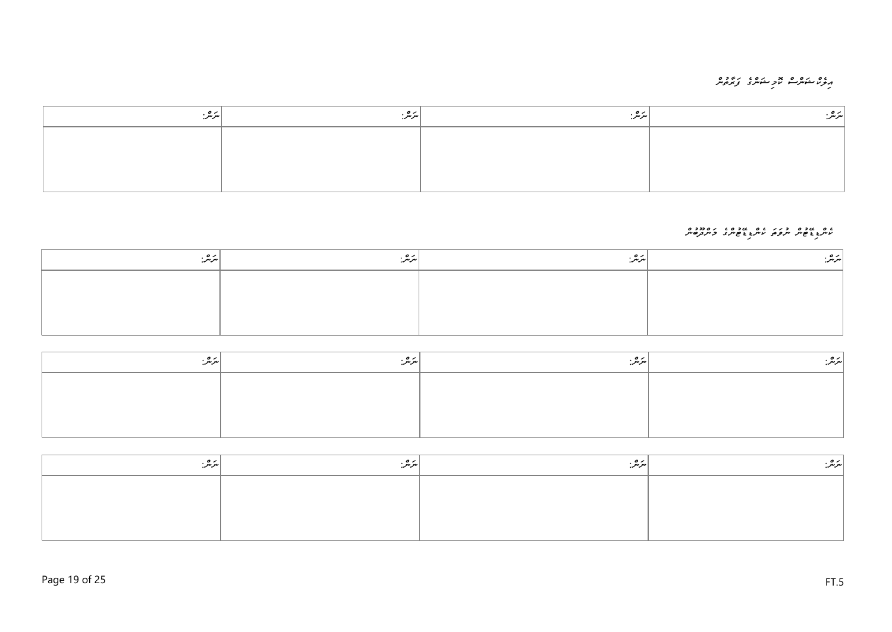# ޢިލްމުވެރިޔާ ކޮމިޓީ ޖަދުވަލު

| ނަން: | ނަން: | ނަން: | ނަން: |
|---|---|---|---|
| | | | |

## އުޅެނީ ކަމިސް ކޮމިޓީ ކަރުދާހު ހިނގާވަޑައި ނުކަމާ ބާއެވެ

| ނަން: | ނަން: | ނަން: | ނަން: |
|---|---|---|---|
| | | | |

| ނަން: | ނަން: | ނަން: | ނަން: |
|---|---|---|---|
| | | | |

| ނަން: | ނަން: | ނަން: | ނަން: |
|---|---|---|---|
| | | | |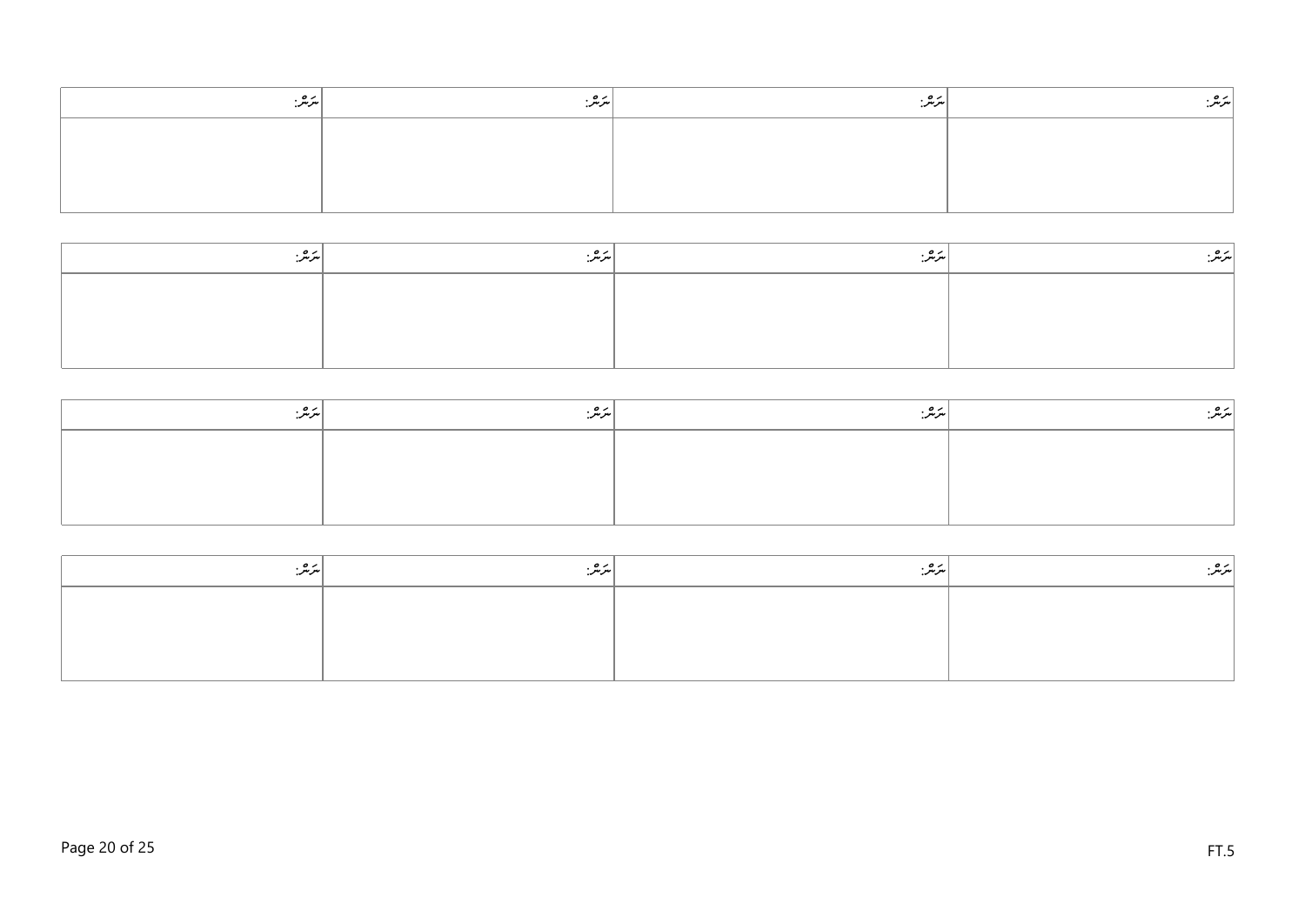| ނަންބަރު: | ނަންބަރު: | ނަންބަރު: | ނަންބަރު: |
|---|---|---|---|
| | | | |

| ނަންބަރު: | ނަންބަރު: | ނަންބަރު: | ނަންބަރު: |
|---|---|---|---|
| | | | |

| ނަންބަރު: | ނަންބަރު: | ނަންބަރު: | ނަންބަރު: |
|---|---|---|---|
| | | | |

| ނަންބަރު: | ނަންބަރު: | ނަންބަރު: | ނަންބަރު: |
|---|---|---|---|
| | | | |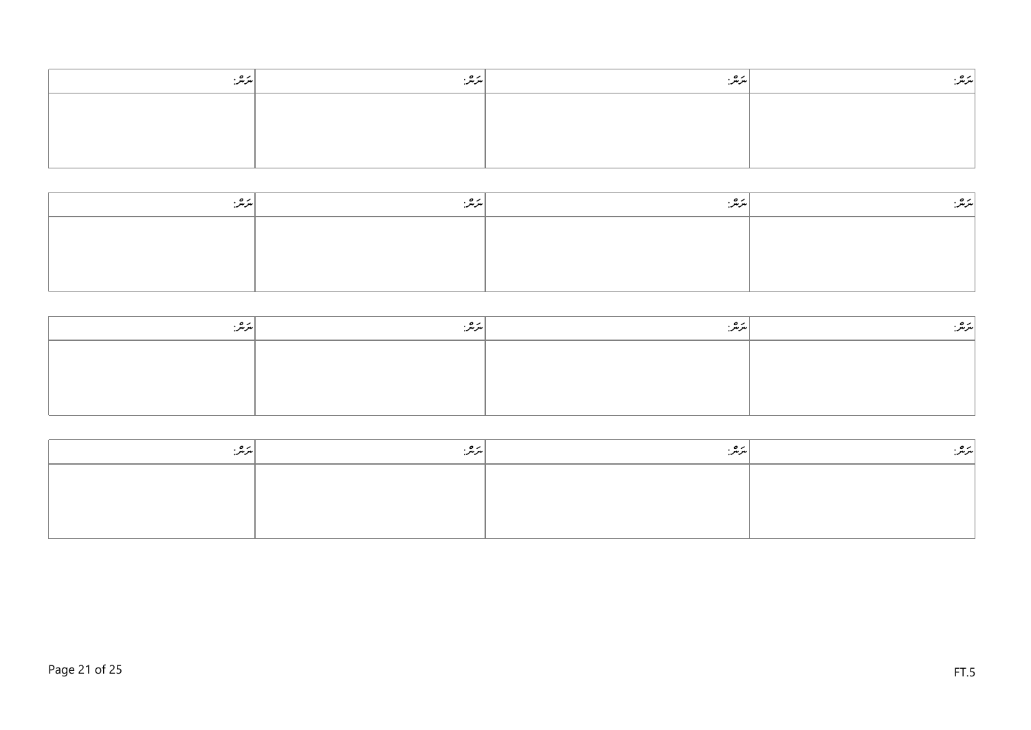| ىَرَسْ: | ىَرَسْ: | ىَرَسْ: | ىَرَسْ: |
| --- | --- | --- | --- |
| | | | |

| ىَرَسْ: | ىَرَسْ: | ىَرَسْ: | ىَرَسْ: |
| --- | --- | --- | --- |
| | | | |

| ىَرَسْ: | ىَرَسْ: | ىَرَسْ: | ىَرَسْ: |
| --- | --- | --- | --- |
| | | | |

| ىَرَسْ: | ىَرَسْ: | ىَرَسْ: | ىَرَسْ: |
| --- | --- | --- | --- |
| | | | |

FT.5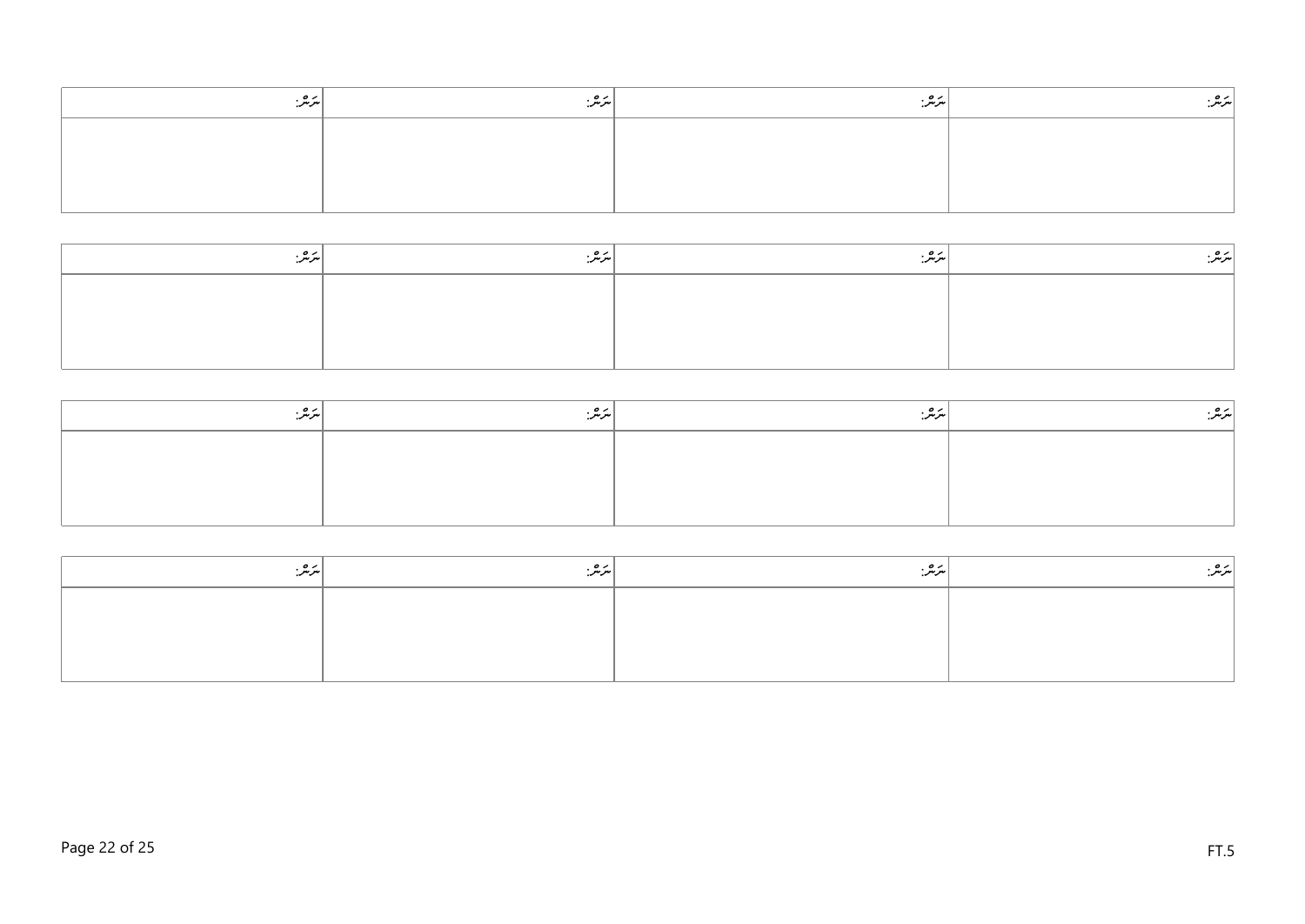| ނަރުދ: | ނަރުދ: | ނަރުދ: | ނަރުދ: |
| --- | --- | --- | --- |
| | | | |

| ނަރުދ: | ނަރުދ: | ނަރުދ: | ނަރުދ: |
| --- | --- | --- | --- |
| | | | |

| ނަރުދ: | ނަރުދ: | ނަރުދ: | ނަރުދ: |
| --- | --- | --- | --- |
| | | | |

| ނަރުދ: | ނަރުދ: | ނަރުދ: | ނަރުދ: |
| --- | --- | --- | --- |
| | | | |

FT.5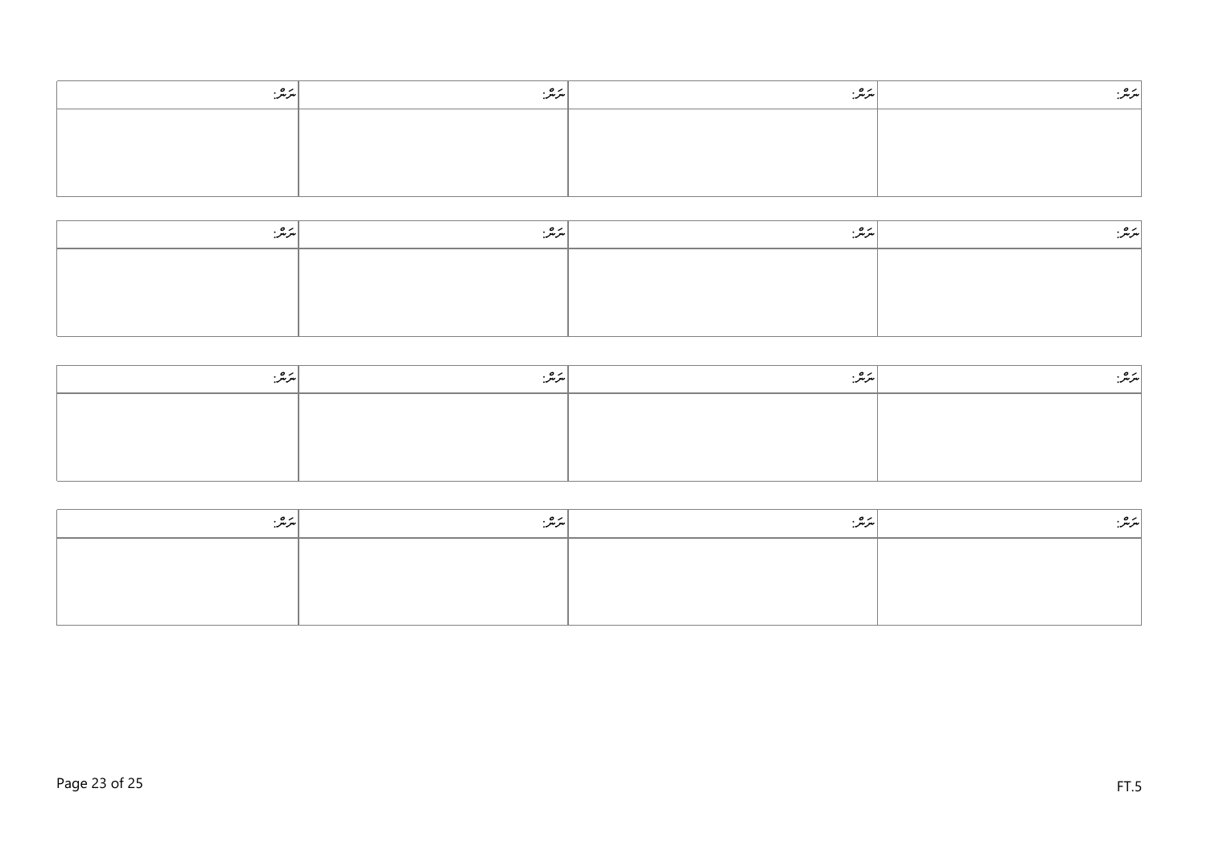| ނަންބަރ: | ނަންބަރ: | ނަންބަރ: | ނަންބަރ: |
|---|---|---|---|
| | | | |

| ނަންބަރ: | ނަންބަރ: | ނަންބަރ: | ނަންބަރ: |
|---|---|---|---|
| | | | |

| ނަންބަރ: | ނަންބަރ: | ނަންބަރ: | ނަންބަރ: |
|---|---|---|---|
| | | | |

| ނަންބަރ: | ނަންބަރ: | ނަންބަރ: | ނަންބަރ: |
|---|---|---|---|
| | | | |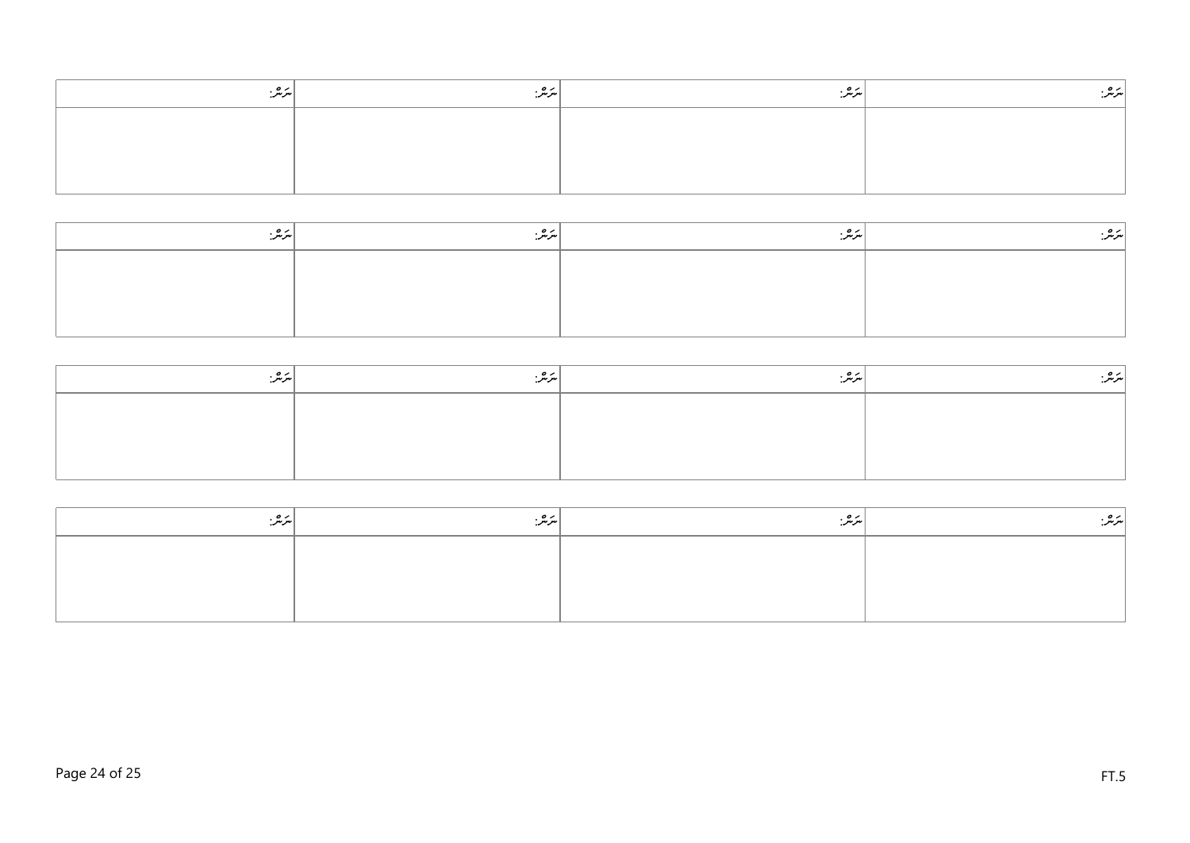| ނަރިނ: | ނަރިނ: | ނަރިނ: | ނަރިނ: |
| --- | --- | --- | --- |
| | | | |

| ނަރިނ: | ނަރިނ: | ނަރިނ: | ނަރިނ: |
| --- | --- | --- | --- |
| | | | |

| ނަރިނ: | ނަރިނ: | ނަރިނ: | ނަރިނ: |
| --- | --- | --- | --- |
| | | | |

| ނަރިނ: | ނަރިނ: | ނަރިނ: | ނަރިނ: |
| --- | --- | --- | --- |
| | | | |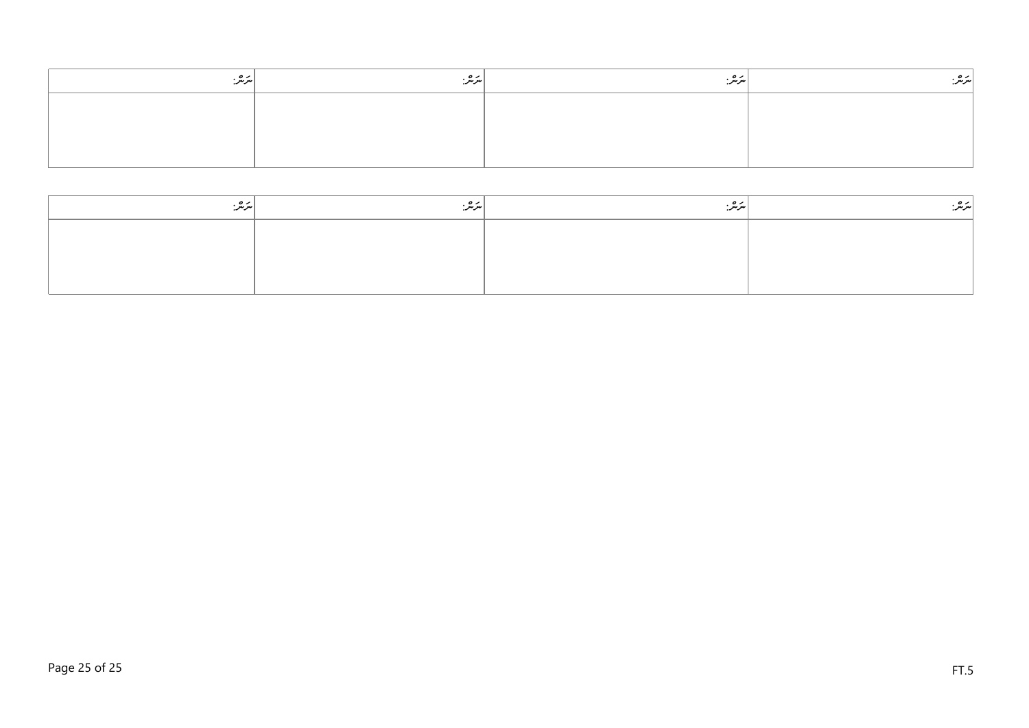| ނަންބަރު: | ނަންބަރު: | ނަންބަރު: | ނަންބަރު: |
|---|---|---|---|
| | | | |

| ނަންބަރު: | ނަންބަރު: | ނަންބަރު: | ނަންބަރު: |
|---|---|---|---|
| | | | |